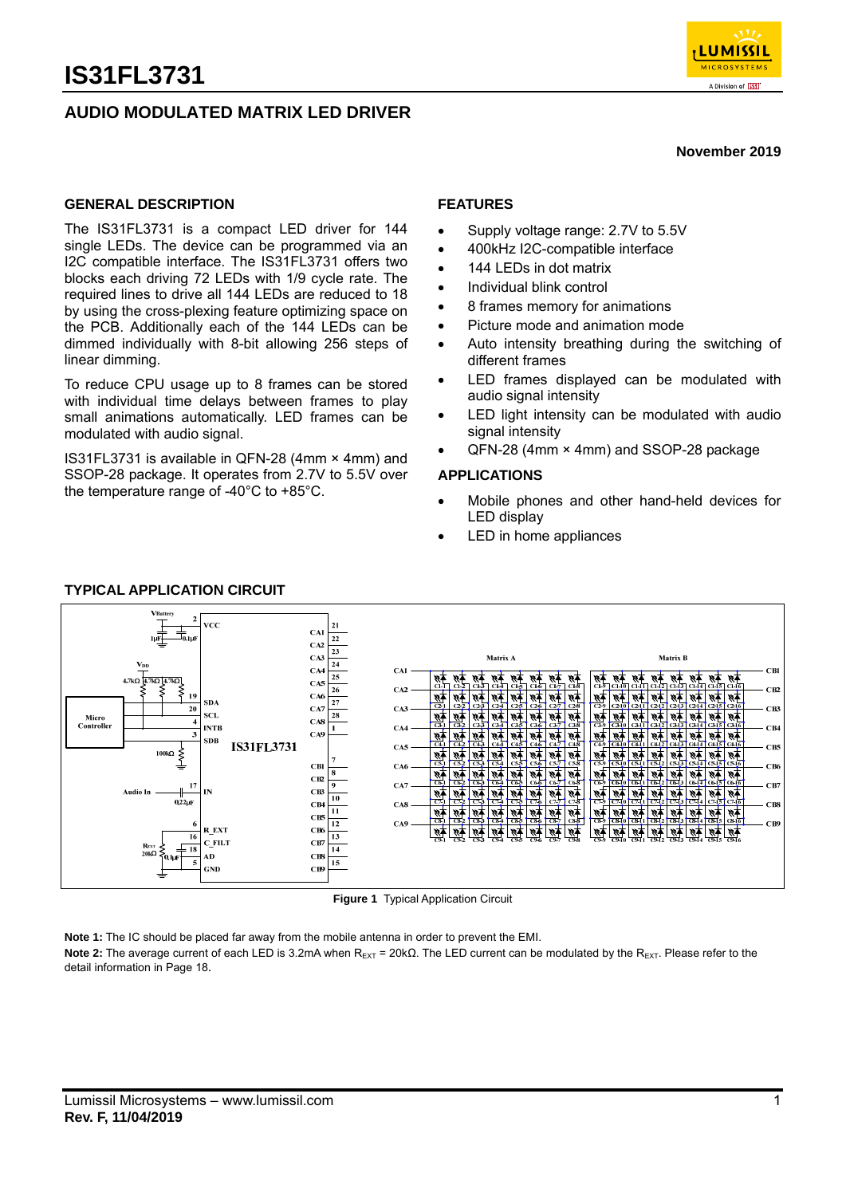# IS31FL3731

## AUDIO MODULATED MATRIX LED DRIVER

**November 2019**

### GENERAL DESCRIPTION

The IS31FL3731 is a compact LED driver for 144 single LEDs. The device can be programmed via an I2C compatible interface. The IS31FL3731 offers two blocks each driving 72 LEDs with 1/9 cycle rate. The required lines to drive all 144 LEDs are reduced to 18 by using the cross-plexing feature optimizing space on the PCB. Additionally each of the 144 LEDs can be dimmed individually with 8-bit allowing 256 steps of linear dimming.

To reduce CPU usage up to 8 frames can be stored with individual time delays between frames to play small animations automatically. LED frames can be modulated with audio signal.

IS31FL3731 is available in QFN-28 (4mm × 4mm) and SSOP-28 package. It operates from 2.7V to 5.5V over the temperature range of -40°C to +85°C.

### FEATURES

- Supply voltage range: 2.7V to 5.5V
- 400kHz I2C-compatible interface
- 144 LEDs in dot matrix
- Individual blink control
- 8 frames memory for animations
- Picture mode and animation mode
- Auto intensity breathing during the switching of different frames
- LED frames displayed can be modulated with audio signal intensity
- LED light intensity can be modulated with audio signal intensity
- QFN-28 (4mm × 4mm) and SSOP-28 package

### APPLICATIONS

- Mobile phones and other hand-held devices for LED display
- LED in home appliances

### TYPICAL APPLICATION CIRCUIT

**Figure 1** Typical Application Circuit

**Note 1:** The IC should be placed far away from the mobile antenna in order to prevent the EMI.

**Note 2:** The average current of each LED is 3.2mA when $R_{EXT}$ = 20kΩ. The LED current can be modulated by the $R_{EXT}$. Please refer to the detail information in Page 18.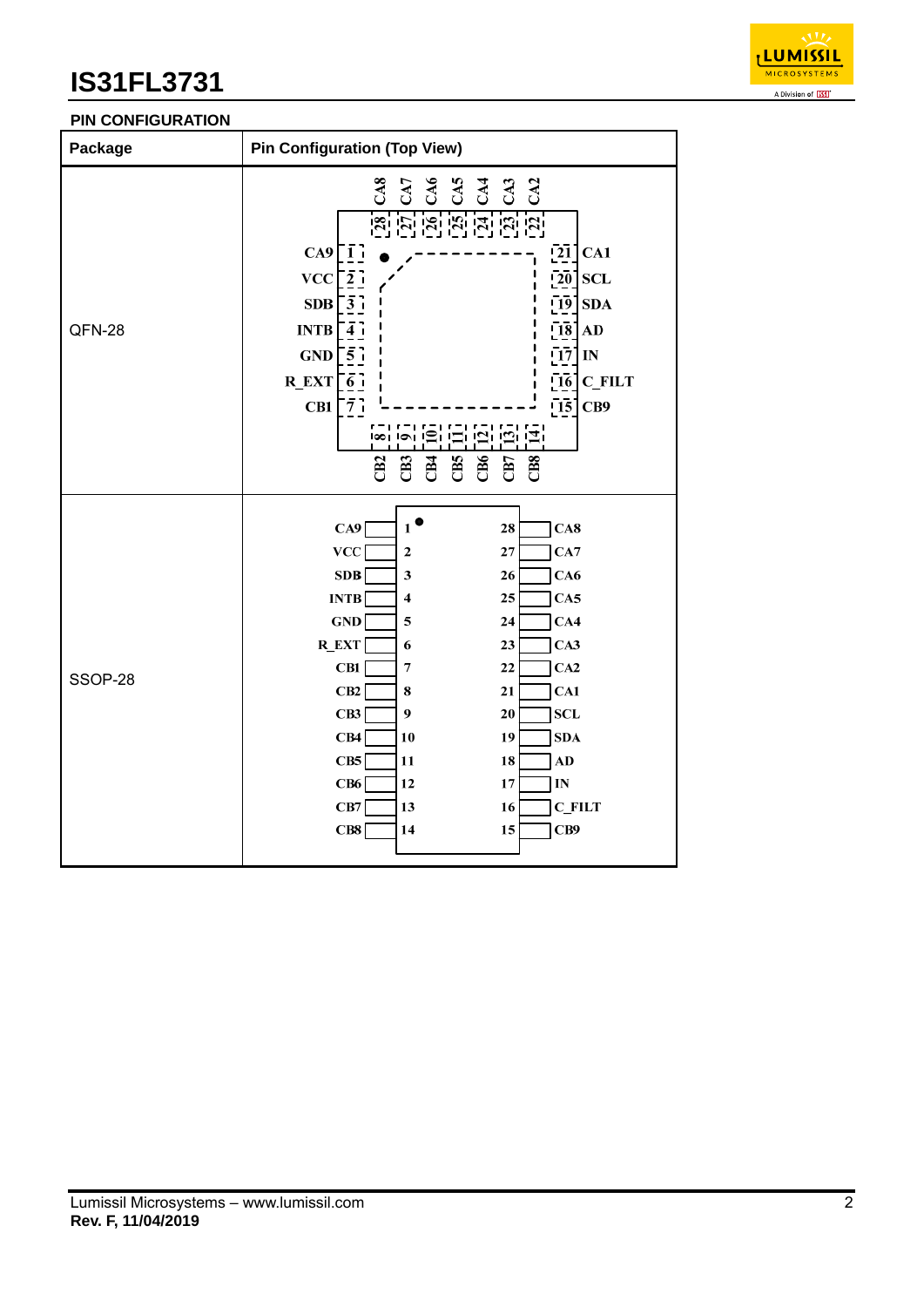## PIN CONFIGURATION

| Package | Pin Configuration (Top View) |
|---|---|
| QFN-28 | Pins 1–7 (left): CA9, VCC, SDB, INTB, GND, R_EXT, CB1; Pins 8–14 (bottom): CB2, CB3, CB4, CB5, CB6, CB7, CB8; Pins 15–21 (right): CB9, C_FILT, IN, AD, SDA, SCL, CA1; Pins 22–28 (top): CA2, CA3, CA4, CA5, CA6, CA7, CA8 |
| SSOP-28 | 1 CA9, 2 VCC, 3 SDB, 4 INTB, 5 GND, 6 R_EXT, 7 CB1, 8 CB2, 9 CB3, 10 CB4, 11 CB5, 12 CB6, 13 CB7, 14 CB8, 15 CB9, 16 C_FILT, 17 IN, 18 AD, 19 SDA, 20 SCL, 21 CA1, 22 CA2, 23 CA3, 24 CA4, 25 CA5, 26 CA6, 27 CA7, 28 CA8 |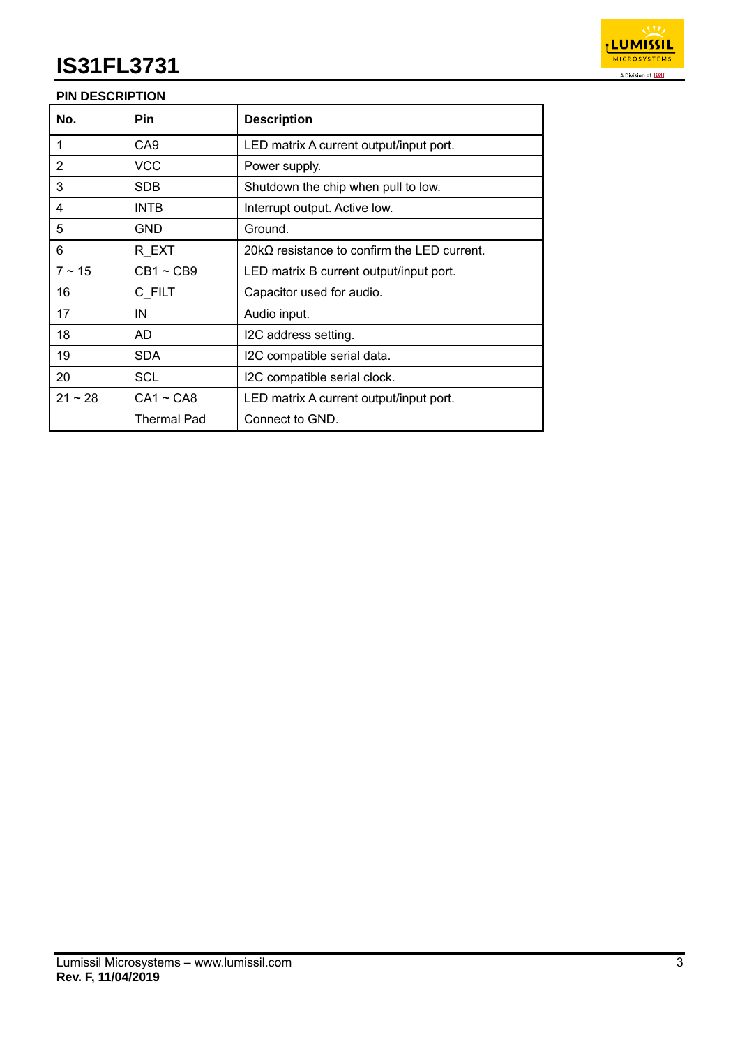## PIN DESCRIPTION

| No. | Pin | Description |
|---|---|---|
| 1 | CA9 | LED matrix A current output/input port. |
| 2 | VCC | Power supply. |
| 3 | SDB | Shutdown the chip when pull to low. |
| 4 | INTB | Interrupt output. Active low. |
| 5 | GND | Ground. |
| 6 | R_EXT | 20kΩ resistance to confirm the LED current. |
| 7 ~ 15 | CB1 ~ CB9 | LED matrix B current output/input port. |
| 16 | C_FILT | Capacitor used for audio. |
| 17 | IN | Audio input. |
| 18 | AD | I2C address setting. |
| 19 | SDA | I2C compatible serial data. |
| 20 | SCL | I2C compatible serial clock. |
| 21 ~ 28 | CA1 ~ CA8 | LED matrix A current output/input port. |
| | Thermal Pad | Connect to GND. |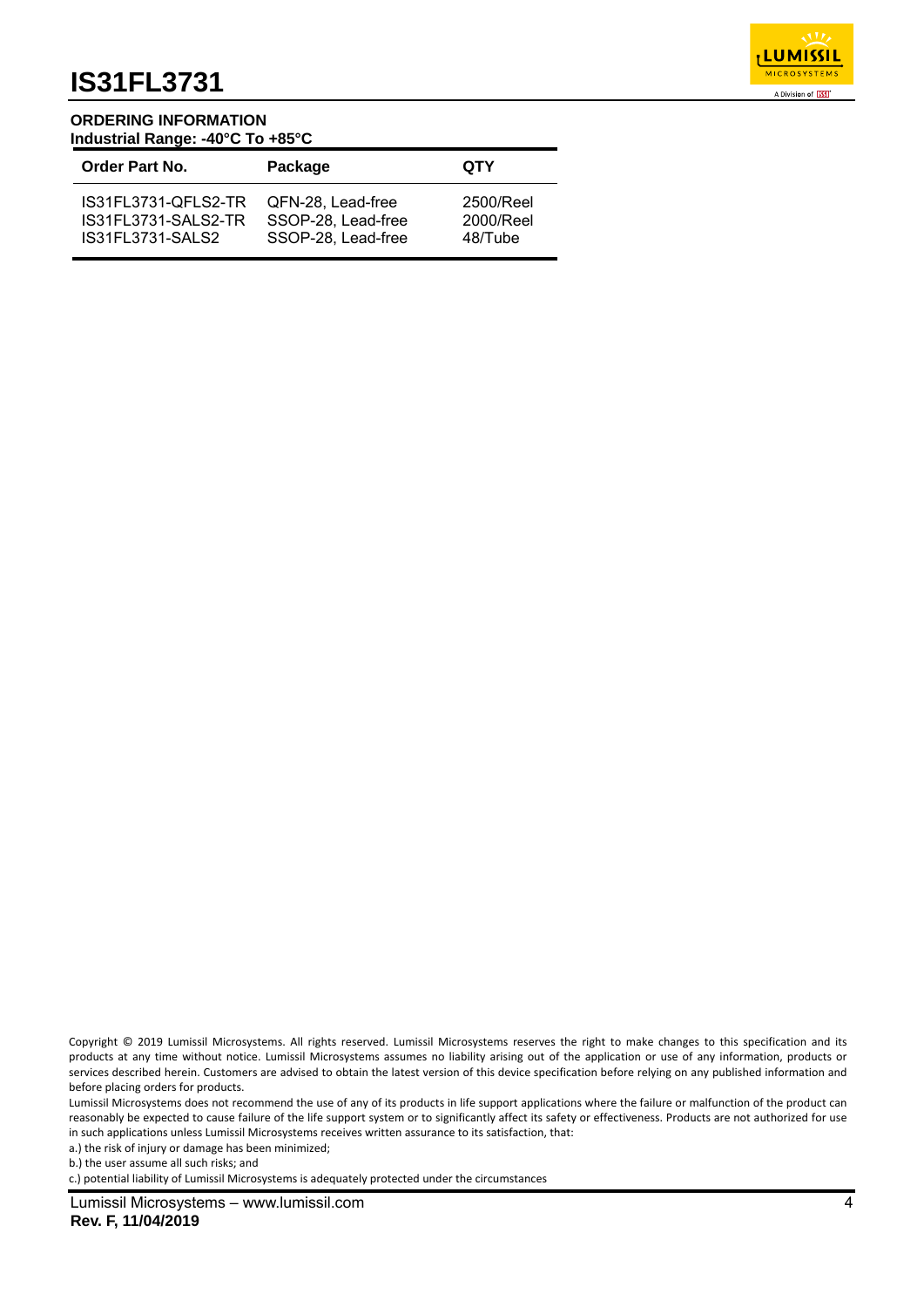## ORDERING INFORMATION

**Industrial Range: -40°C To +85°C**

| Order Part No. | Package | QTY |
|---|---|---|
| IS31FL3731-QFLS2-TR | QFN-28, Lead-free | 2500/Reel |
| IS31FL3731-SALS2-TR | SSOP-28, Lead-free | 2000/Reel |
| IS31FL3731-SALS2 | SSOP-28, Lead-free | 48/Tube |

Copyright © 2019 Lumissil Microsystems. All rights reserved. Lumissil Microsystems reserves the right to make changes to this specification and its products at any time without notice. Lumissil Microsystems assumes no liability arising out of the application or use of any information, products or services described herein. Customers are advised to obtain the latest version of this device specification before relying on any published information and before placing orders for products.

Lumissil Microsystems does not recommend the use of any of its products in life support applications where the failure or malfunction of the product can reasonably be expected to cause failure of the life support system or to significantly affect its safety or effectiveness. Products are not authorized for use in such applications unless Lumissil Microsystems receives written assurance to its satisfaction, that:

a.) the risk of injury or damage has been minimized;

b.) the user assume all such risks; and

c.) potential liability of Lumissil Microsystems is adequately protected under the circumstances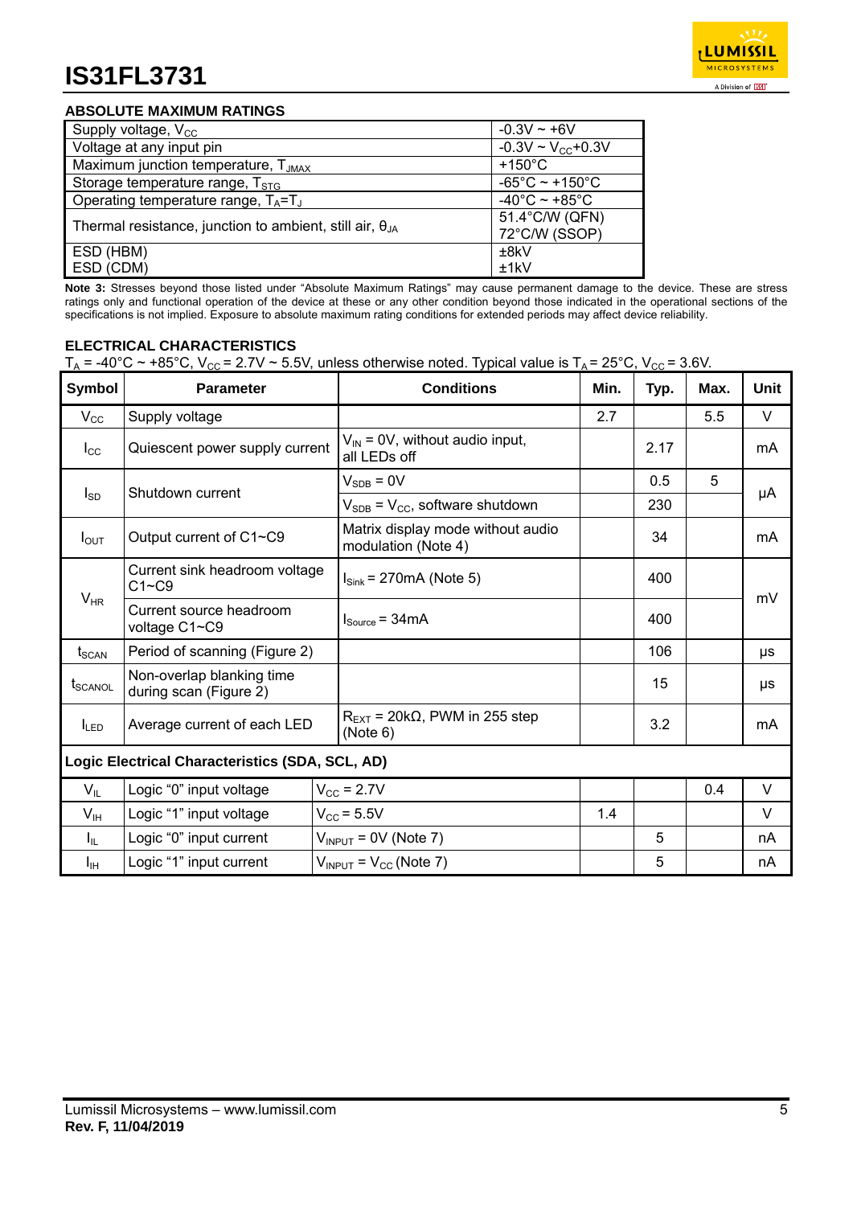## ABSOLUTE MAXIMUM RATINGS

| | |
|---|---|
| Supply voltage, $V_{CC}$ | -0.3V ~ +6V |
| Voltage at any input pin | -0.3V ~ $V_{CC}$+0.3V |
| Maximum junction temperature, $T_{JMAX}$ | +150°C |
| Storage temperature range, $T_{STG}$ | -65°C ~ +150°C |
| Operating temperature range, $T_A$=$T_J$ | -40°C ~ +85°C |
| Thermal resistance, junction to ambient, still air, $\theta_{JA}$ | 51.4°C/W (QFN)<br>72°C/W (SSOP) |
| ESD (HBM)<br>ESD (CDM) | ±8kV<br>±1kV |

**Note 3:** Stresses beyond those listed under "Absolute Maximum Ratings" may cause permanent damage to the device. These are stress ratings only and functional operation of the device at these or any other condition beyond those indicated in the operational sections of the specifications is not implied. Exposure to absolute maximum rating conditions for extended periods may affect device reliability.

## ELECTRICAL CHARACTERISTICS

$T_A$ = -40°C ~ +85°C, $V_{CC}$ = 2.7V ~ 5.5V, unless otherwise noted. Typical value is $T_A$ = 25°C, $V_{CC}$ = 3.6V.

| Symbol | Parameter | Conditions | Min. | Typ. | Max. | Unit |
|---|---|---|---|---|---|---|
| $V_{CC}$ | Supply voltage | | 2.7 | | 5.5 | V |
| $I_{CC}$ | Quiescent power supply current | $V_{IN}$ = 0V, without audio input, all LEDs off | | 2.17 | | mA |
| $I_{SD}$ | Shutdown current | $V_{SDB}$ = 0V | | 0.5 | 5 | μA |
| | | $V_{SDB}$ = $V_{CC}$, software shutdown | | 230 | | μA |
| $I_{OUT}$ | Output current of C1~C9 | Matrix display mode without audio modulation (Note 4) | | 34 | | mA |
| $V_{HR}$ | Current sink headroom voltage C1~C9 | $I_{Sink}$ = 270mA (Note 5) | | 400 | | mV |
| | Current source headroom voltage C1~C9 | $I_{Source}$ = 34mA | | 400 | | mV |
| $t_{SCAN}$ | Period of scanning (Figure 2) | | | 106 | | μs |
| $t_{SCANOL}$ | Non-overlap blanking time during scan (Figure 2) | | | 15 | | μs |
| $I_{LED}$ | Average current of each LED | $R_{EXT}$ = 20kΩ, PWM in 255 step (Note 6) | | 3.2 | | mA |
| **Logic Electrical Characteristics (SDA, SCL, AD)** | | | | | | |
| $V_{IL}$ | Logic "0" input voltage | $V_{CC}$ = 2.7V | | | 0.4 | V |
| $V_{IH}$ | Logic "1" input voltage | $V_{CC}$ = 5.5V | 1.4 | | | V |
| $I_{IL}$ | Logic "0" input current | $V_{INPUT}$ = 0V (Note 7) | | 5 | | nA |
| $I_{IH}$ | Logic "1" input current | $V_{INPUT}$ = $V_{CC}$ (Note 7) | | 5 | | nA |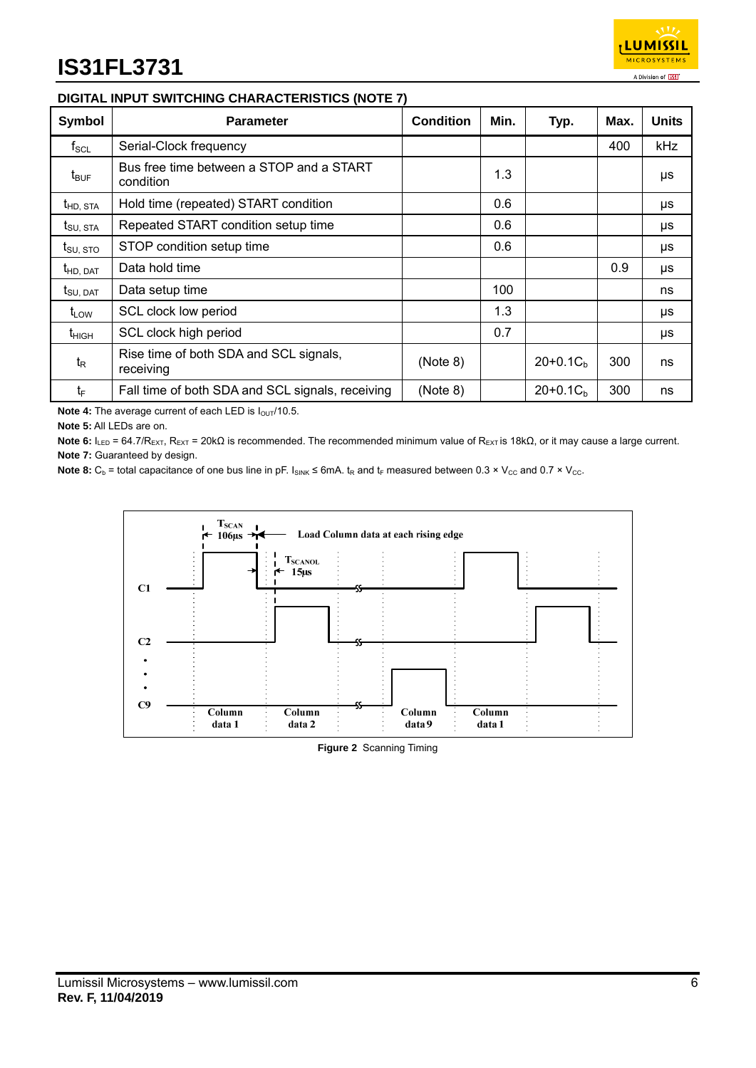## DIGITAL INPUT SWITCHING CHARACTERISTICS (NOTE 7)

| Symbol | Parameter | Condition | Min. | Typ. | Max. | Units |
|---|---|---|---|---|---|---|
| $f_{SCL}$ | Serial-Clock frequency | | | | 400 | kHz |
| $t_{BUF}$ | Bus free time between a STOP and a START condition | | 1.3 | | | μs |
| $t_{HD, STA}$ | Hold time (repeated) START condition | | 0.6 | | | μs |
| $t_{SU, STA}$ | Repeated START condition setup time | | 0.6 | | | μs |
| $t_{SU, STO}$ | STOP condition setup time | | 0.6 | | | μs |
| $t_{HD, DAT}$ | Data hold time | | | | 0.9 | μs |
| $t_{SU, DAT}$ | Data setup time | | 100 | | | ns |
| $t_{LOW}$ | SCL clock low period | | 1.3 | | | μs |
| $t_{HIGH}$ | SCL clock high period | | 0.7 | | | μs |
| $t_R$ | Rise time of both SDA and SCL signals, receiving | (Note 8) | | $20+0.1C_b$ | 300 | ns |
| $t_F$ | Fall time of both SDA and SCL signals, receiving | (Note 8) | | $20+0.1C_b$ | 300 | ns |

**Note 4:** The average current of each LED is $I_{OUT}/10.5$.

**Note 5:** All LEDs are on.

**Note 6:** $I_{LED} = 64.7/R_{EXT}$, $R_{EXT} = 20k\Omega$ is recommended. The recommended minimum value of $R_{EXT}$ is 18kΩ, or it may cause a large current.

**Note 7:** Guaranteed by design.

**Note 8:** $C_b$ = total capacitance of one bus line in pF. $I_{SINK} \le 6mA$. $t_R$ and $t_F$ measured between $0.3 \times V_{CC}$ and $0.7 \times V_{CC}$.

**Figure 2** Scanning Timing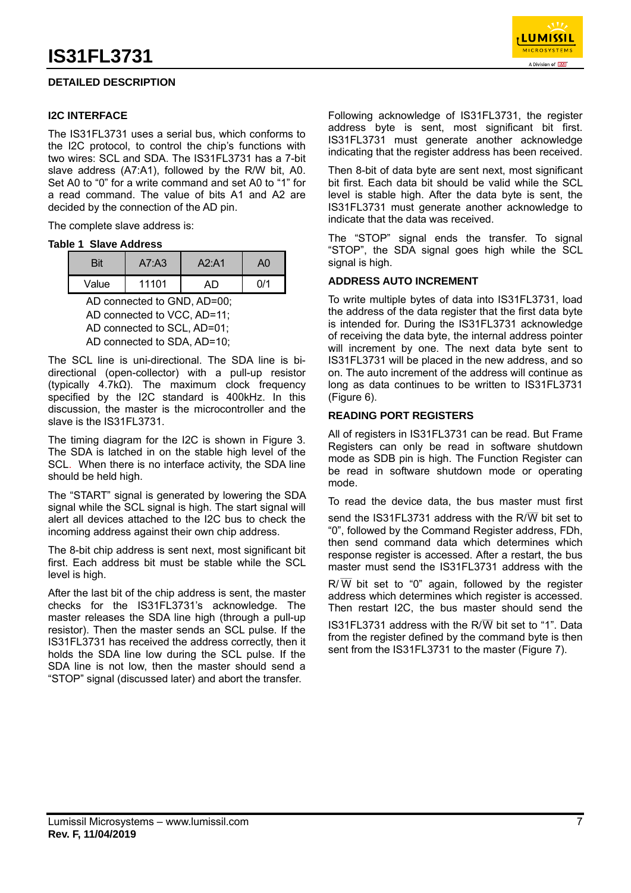## DETAILED DESCRIPTION

### I2C INTERFACE

The IS31FL3731 uses a serial bus, which conforms to the I2C protocol, to control the chip's functions with two wires: SCL and SDA. The IS31FL3731 has a 7-bit slave address (A7:A1), followed by the R/W bit, A0. Set A0 to "0" for a write command and set A0 to "1" for a read command. The value of bits A1 and A2 are decided by the connection of the AD pin.

The complete slave address is:

**Table 1 Slave Address**

| Bit | A7:A3 | A2:A1 | A0 |
|---|---|---|---|
| Value | 11101 | AD | 0/1 |

AD connected to GND, AD=00;
AD connected to VCC, AD=11;
AD connected to SCL, AD=01;
AD connected to SDA, AD=10;

The SCL line is uni-directional. The SDA line is bi-directional (open-collector) with a pull-up resistor (typically 4.7kΩ). The maximum clock frequency specified by the I2C standard is 400kHz. In this discussion, the master is the microcontroller and the slave is the IS31FL3731.

The timing diagram for the I2C is shown in Figure 3. The SDA is latched in on the stable high level of the SCL. When there is no interface activity, the SDA line should be held high.

The "START" signal is generated by lowering the SDA signal while the SCL signal is high. The start signal will alert all devices attached to the I2C bus to check the incoming address against their own chip address.

The 8-bit chip address is sent next, most significant bit first. Each address bit must be stable while the SCL level is high.

After the last bit of the chip address is sent, the master checks for the IS31FL3731's acknowledge. The master releases the SDA line high (through a pull-up resistor). Then the master sends an SCL pulse. If the IS31FL3731 has received the address correctly, then it holds the SDA line low during the SCL pulse. If the SDA line is not low, then the master should send a "STOP" signal (discussed later) and abort the transfer.

Following acknowledge of IS31FL3731, the register address byte is sent, most significant bit first. IS31FL3731 must generate another acknowledge indicating that the register address has been received.

Then 8-bit of data byte are sent next, most significant bit first. Each data bit should be valid while the SCL level is stable high. After the data byte is sent, the IS31FL3731 must generate another acknowledge to indicate that the data was received.

The "STOP" signal ends the transfer. To signal "STOP", the SDA signal goes high while the SCL signal is high.

### ADDRESS AUTO INCREMENT

To write multiple bytes of data into IS31FL3731, load the address of the data register that the first data byte is intended for. During the IS31FL3731 acknowledge of receiving the data byte, the internal address pointer will increment by one. The next data byte sent to IS31FL3731 will be placed in the new address, and so on. The auto increment of the address will continue as long as data continues to be written to IS31FL3731 (Figure 6).

### READING PORT REGISTERS

All of registers in IS31FL3731 can be read. But Frame Registers can only be read in software shutdown mode as SDB pin is high. The Function Register can be read in software shutdown mode or operating mode.

To read the device data, the bus master must first send the IS31FL3731 address with the R/$\overline{W}$ bit set to "0", followed by the Command Register address, FDh, then send command data which determines which response register is accessed. After a restart, the bus master must send the IS31FL3731 address with the R/$\overline{W}$ bit set to "0" again, followed by the register address which determines which register is accessed. Then restart I2C, the bus master should send the IS31FL3731 address with the R/$\overline{W}$ bit set to "1". Data from the register defined by the command byte is then sent from the IS31FL3731 to the master (Figure 7).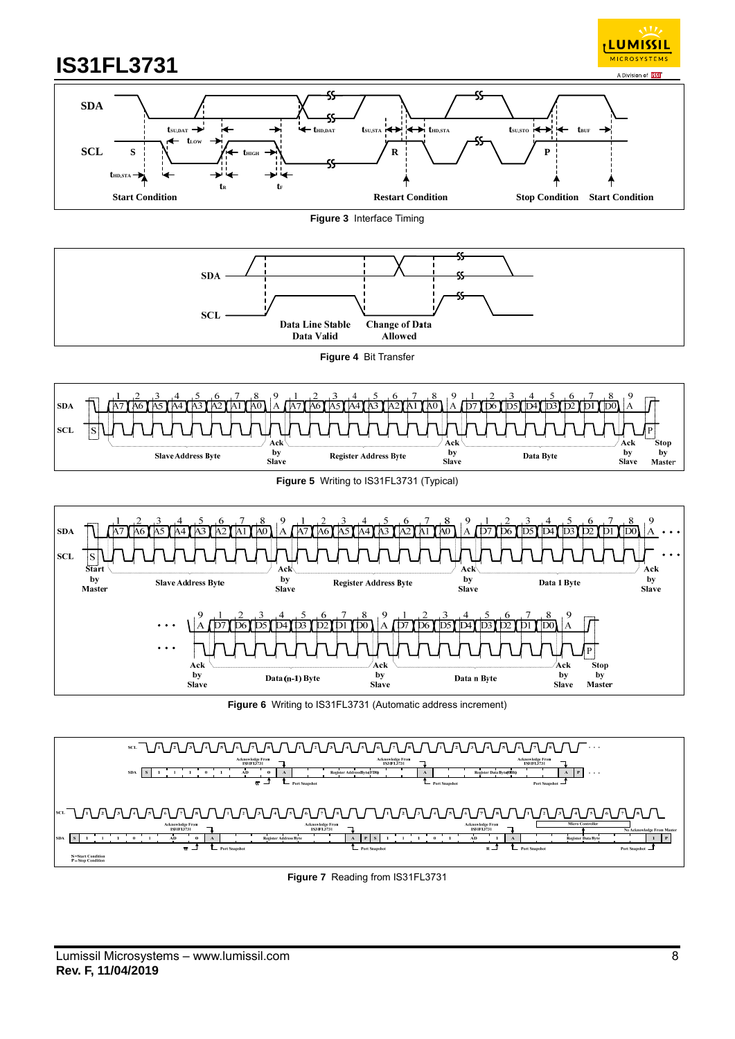Figure 3 Interface Timing

Figure 4 Bit Transfer

Figure 5 Writing to IS31FL3731 (Typical)

Figure 6 Writing to IS31FL3731 (Automatic address increment)

Figure 7 Reading from IS31FL3731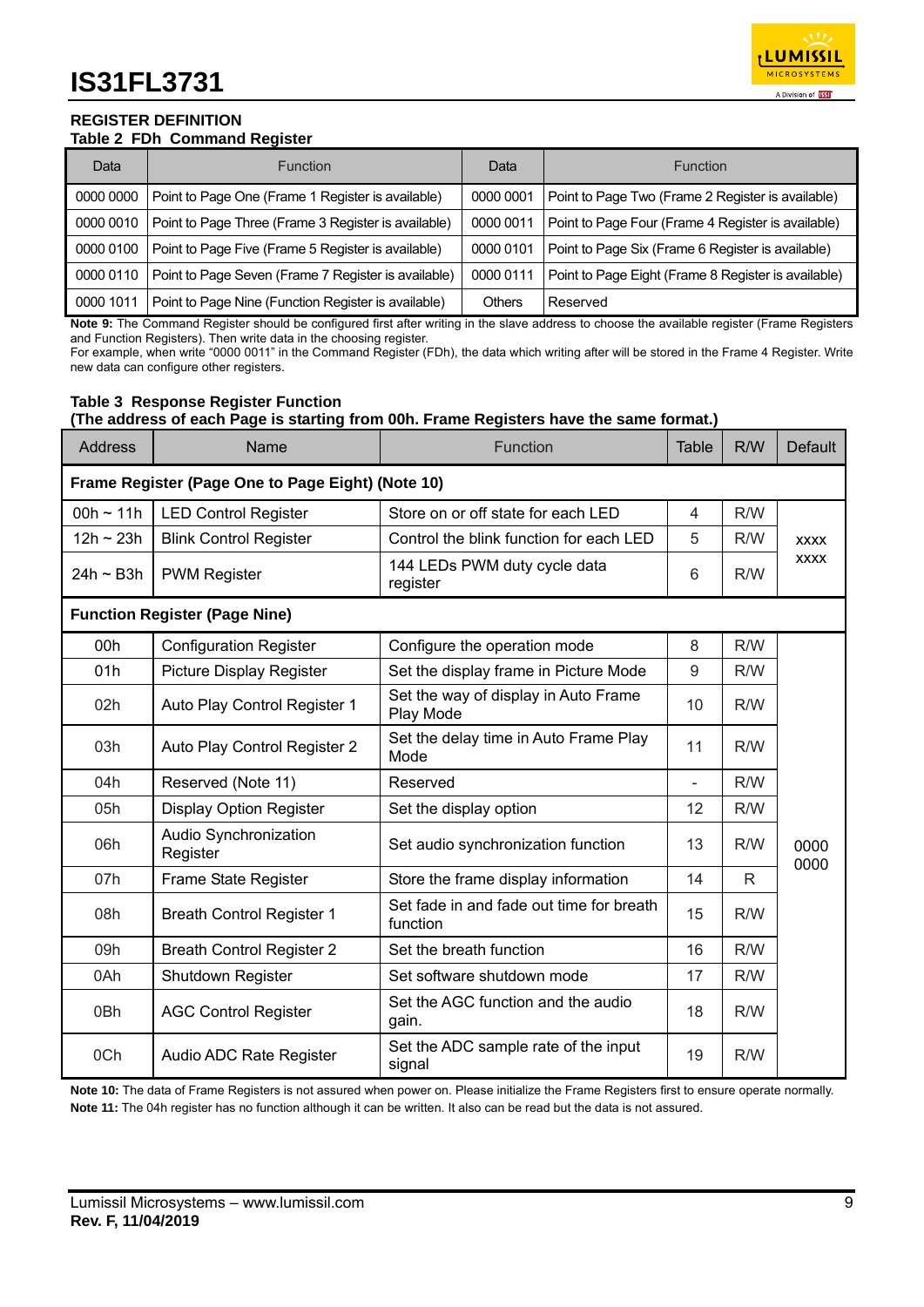## REGISTER DEFINITION

**Table 2 FDh Command Register**

| Data | Function | Data | Function |
|---|---|---|---|
| 0000 0000 | Point to Page One (Frame 1 Register is available) | 0000 0001 | Point to Page Two (Frame 2 Register is available) |
| 0000 0010 | Point to Page Three (Frame 3 Register is available) | 0000 0011 | Point to Page Four (Frame 4 Register is available) |
| 0000 0100 | Point to Page Five (Frame 5 Register is available) | 0000 0101 | Point to Page Six (Frame 6 Register is available) |
| 0000 0110 | Point to Page Seven (Frame 7 Register is available) | 0000 0111 | Point to Page Eight (Frame 8 Register is available) |
| 0000 1011 | Point to Page Nine (Function Register is available) | Others | Reserved |

**Note 9:** The Command Register should be configured first after writing in the slave address to choose the available register (Frame Registers and Function Registers). Then write data in the choosing register.
For example, when write "0000 0011" in the Command Register (FDh), the data which writing after will be stored in the Frame 4 Register. Write new data can configure other registers.

**Table 3 Response Register Function**
**(The address of each Page is starting from 00h. Frame Registers have the same format.)**

| Address | Name | Function | Table | R/W | Default |
|---|---|---|---|---|---|
| **Frame Register (Page One to Page Eight) (Note 10)** | | | | | |
| 00h ~ 11h | LED Control Register | Store on or off state for each LED | 4 | R/W | xxxx xxxx |
| 12h ~ 23h | Blink Control Register | Control the blink function for each LED | 5 | R/W | |
| 24h ~ B3h | PWM Register | 144 LEDs PWM duty cycle data register | 6 | R/W | |
| **Function Register (Page Nine)** | | | | | |
| 00h | Configuration Register | Configure the operation mode | 8 | R/W | 0000 0000 |
| 01h | Picture Display Register | Set the display frame in Picture Mode | 9 | R/W | |
| 02h | Auto Play Control Register 1 | Set the way of display in Auto Frame Play Mode | 10 | R/W | |
| 03h | Auto Play Control Register 2 | Set the delay time in Auto Frame Play Mode | 11 | R/W | |
| 04h | Reserved (Note 11) | Reserved | - | R/W | |
| 05h | Display Option Register | Set the display option | 12 | R/W | |
| 06h | Audio Synchronization Register | Set audio synchronization function | 13 | R/W | |
| 07h | Frame State Register | Store the frame display information | 14 | R | |
| 08h | Breath Control Register 1 | Set fade in and fade out time for breath function | 15 | R/W | |
| 09h | Breath Control Register 2 | Set the breath function | 16 | R/W | |
| 0Ah | Shutdown Register | Set software shutdown mode | 17 | R/W | |
| 0Bh | AGC Control Register | Set the AGC function and the audio gain. | 18 | R/W | |
| 0Ch | Audio ADC Rate Register | Set the ADC sample rate of the input signal | 19 | R/W | |

**Note 10:** The data of Frame Registers is not assured when power on. Please initialize the Frame Registers first to ensure operate normally.
**Note 11:** The 04h register has no function although it can be written. It also can be read but the data is not assured.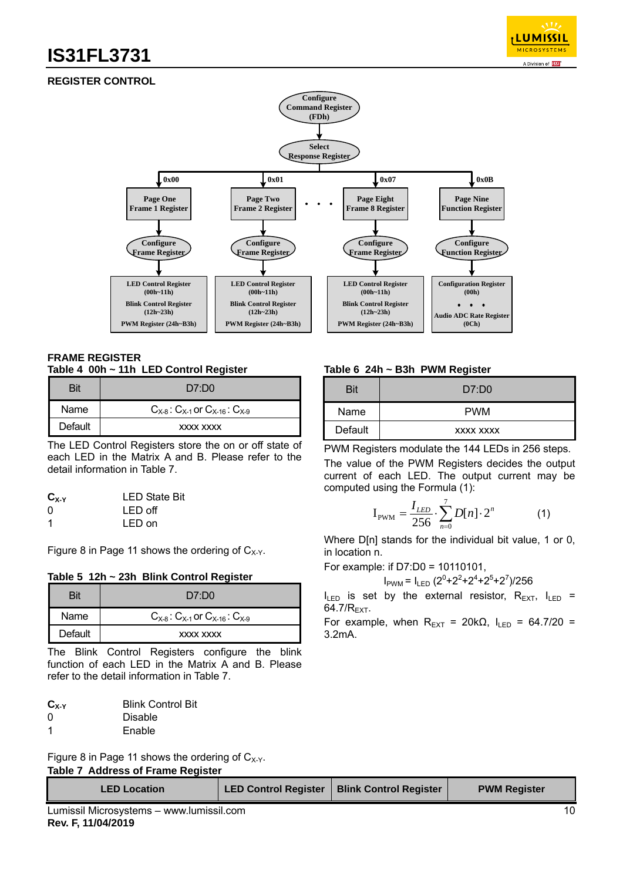## REGISTER CONTROL

Configure Command Register (FDh)

Select Response Register

0x00 → Page One Frame 1 Register → Configure Frame Register → LED Control Register (00h~11h), Blink Control Register (12h~23h), PWM Register (24h~B3h)

0x01 → Page Two Frame 2 Register → Configure Frame Register → LED Control Register (00h~11h), Blink Control Register (12h~23h), PWM Register (24h~B3h)

• • •

0x07 → Page Eight Frame 8 Register → Configure Frame Register → LED Control Register (00h~11h), Blink Control Register (12h~23h), PWM Register (24h~B3h)

0x0B → Page Nine Function Register → Configure Function Register → Configuration Register (00h), • • •, Audio ADC Rate Register (0Ch)

### FRAME REGISTER

**Table 4 00h ~ 11h LED Control Register**

| Bit | D7:D0 |
|---|---|
| Name | $C_{X-8}$ : $C_{X-1}$ or $C_{X-16}$ : $C_{X-9}$ |
| Default | xxxx xxxx |

The LED Control Registers store the on or off state of each LED in the Matrix A and B. Please refer to the detail information in Table 7.

| $C_{X-Y}$ | LED State Bit |
|---|---|
| 0 | LED off |
| 1 | LED on |

Figure 8 in Page 11 shows the ordering of $C_{X-Y}$.

**Table 5 12h ~ 23h Blink Control Register**

| Bit | D7:D0 |
|---|---|
| Name | $C_{X-8}$ : $C_{X-1}$ or $C_{X-16}$ : $C_{X-9}$ |
| Default | xxxx xxxx |

The Blink Control Registers configure the blink function of each LED in the Matrix A and B. Please refer to the detail information in Table 7.

| $C_{X-Y}$ | Blink Control Bit |
|---|---|
| 0 | Disable |
| 1 | Enable |

Figure 8 in Page 11 shows the ordering of $C_{X-Y}$.

**Table 6 24h ~ B3h PWM Register**

| Bit | D7:D0 |
|---|---|
| Name | PWM |
| Default | xxxx xxxx |

PWM Registers modulate the 144 LEDs in 256 steps.

The value of the PWM Registers decides the output current of each LED. The output current may be computed using the Formula (1):

$$I_{PWM} = \frac{I_{LED}}{256} \cdot \sum_{n=0}^{7} D[n] \cdot 2^n \qquad (1)$$

Where D[n] stands for the individual bit value, 1 or 0, in location n.

For example: if D7:D0 = 10110101,

$I_{PWM} = I_{LED} (2^0+2^2+2^4+2^5+2^7)/256$

$I_{LED}$ is set by the external resistor, $R_{EXT}$, $I_{LED}$ = 64.7/$R_{EXT}$.

For example, when $R_{EXT}$ = 20kΩ, $I_{LED}$ = 64.7/20 = 3.2mA.

**Table 7 Address of Frame Register**

| LED Location | LED Control Register | Blink Control Register | PWM Register |
|---|---|---|---|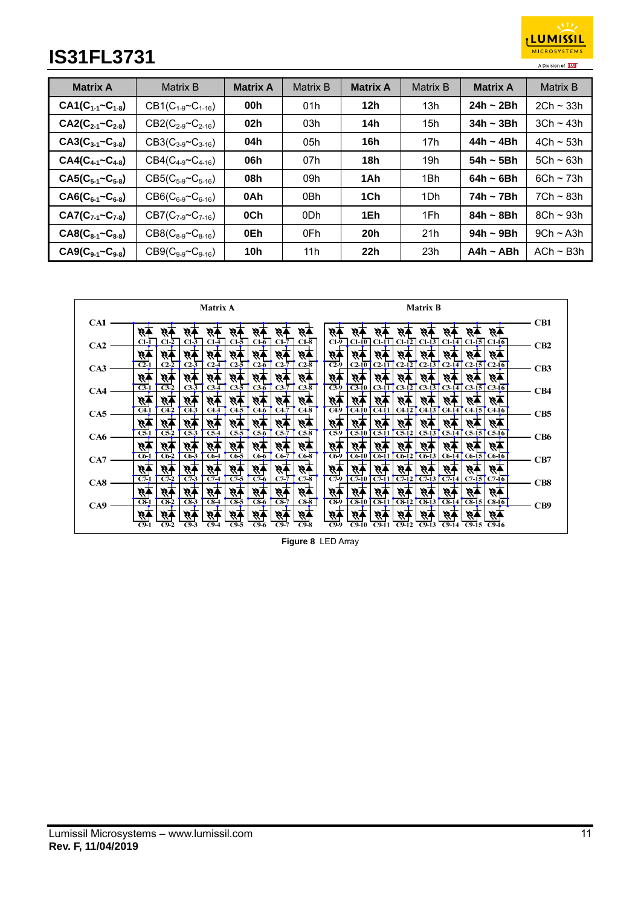| Matrix A | Matrix B | Matrix A | Matrix B | Matrix A | Matrix B | Matrix A | Matrix B |
|---|---|---|---|---|---|---|---|
| **CA1($C_{1\text{-}1}$~$C_{1\text{-}8}$)** | CB1($C_{1\text{-}9}$~$C_{1\text{-}16}$) | **00h** | 01h | **12h** | 13h | **24h ~ 2Bh** | 2Ch ~ 33h |
| **CA2($C_{2\text{-}1}$~$C_{2\text{-}8}$)** | CB2($C_{2\text{-}9}$~$C_{2\text{-}16}$) | **02h** | 03h | **14h** | 15h | **34h ~ 3Bh** | 3Ch ~ 43h |
| **CA3($C_{3\text{-}1}$~$C_{3\text{-}8}$)** | CB3($C_{3\text{-}9}$~$C_{3\text{-}16}$) | **04h** | 05h | **16h** | 17h | **44h ~ 4Bh** | 4Ch ~ 53h |
| **CA4($C_{4\text{-}1}$~$C_{4\text{-}8}$)** | CB4($C_{4\text{-}9}$~$C_{4\text{-}16}$) | **06h** | 07h | **18h** | 19h | **54h ~ 5Bh** | 5Ch ~ 63h |
| **CA5($C_{5\text{-}1}$~$C_{5\text{-}8}$)** | CB5($C_{5\text{-}9}$~$C_{5\text{-}16}$) | **08h** | 09h | **1Ah** | 1Bh | **64h ~ 6Bh** | 6Ch ~ 73h |
| **CA6($C_{6\text{-}1}$~$C_{6\text{-}8}$)** | CB6($C_{6\text{-}9}$~$C_{6\text{-}16}$) | **0Ah** | 0Bh | **1Ch** | 1Dh | **74h ~ 7Bh** | 7Ch ~ 83h |
| **CA7($C_{7\text{-}1}$~$C_{7\text{-}8}$)** | CB7($C_{7\text{-}9}$~$C_{7\text{-}16}$) | **0Ch** | 0Dh | **1Eh** | 1Fh | **84h ~ 8Bh** | 8Ch ~ 93h |
| **CA8($C_{8\text{-}1}$~$C_{8\text{-}8}$)** | CB8($C_{8\text{-}9}$~$C_{8\text{-}16}$) | **0Eh** | 0Fh | **20h** | 21h | **94h ~ 9Bh** | 9Ch ~ A3h |
| **CA9($C_{9\text{-}1}$~$C_{9\text{-}8}$)** | CB9($C_{9\text{-}9}$~$C_{9\text{-}16}$) | **10h** | 11h | **22h** | 23h | **A4h ~ ABh** | ACh ~ B3h |

**Figure 8** LED Array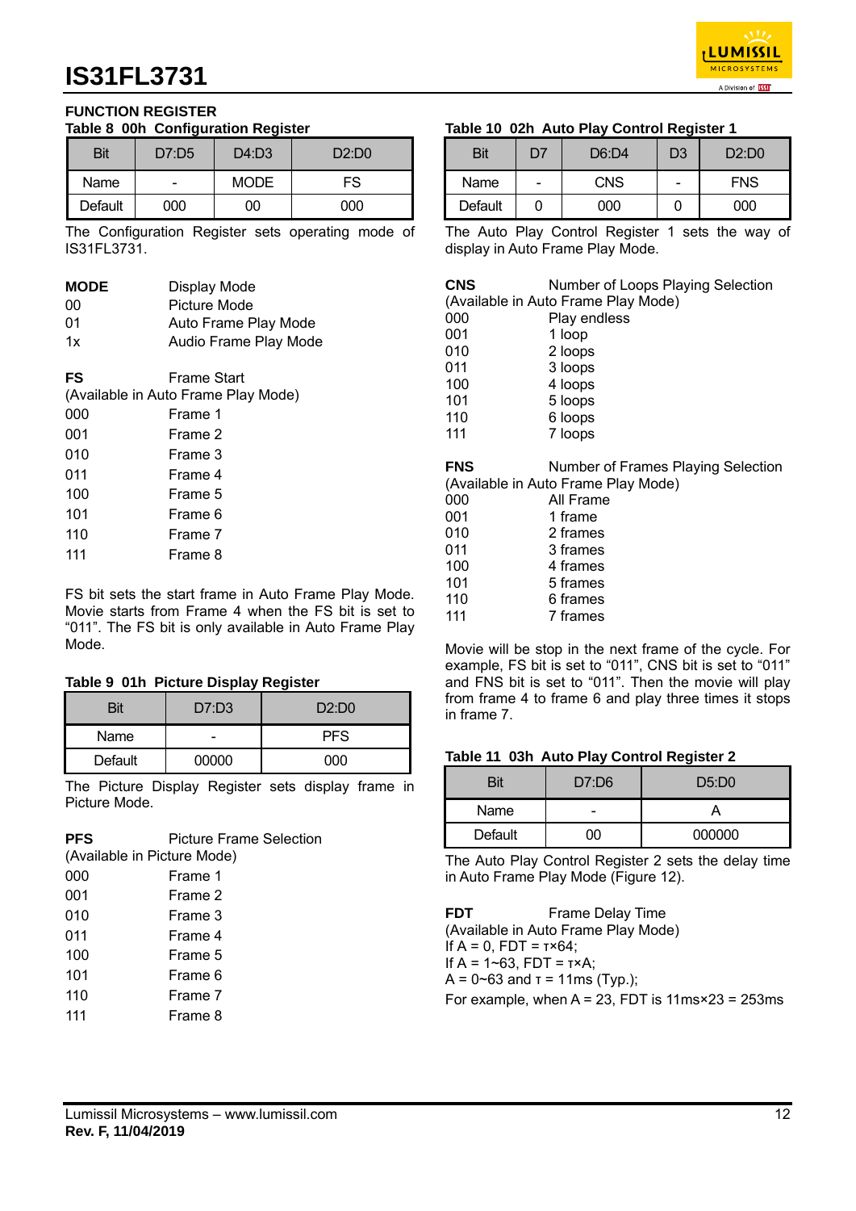## FUNCTION REGISTER

**Table 8 00h Configuration Register**

| Bit | D7:D5 | D4:D3 | D2:D0 |
|---|---|---|---|
| Name | - | MODE | FS |
| Default | 000 | 00 | 000 |

The Configuration Register sets operating mode of IS31FL3731.

| **MODE** | Display Mode |
|---|---|
| 00 | Picture Mode |
| 01 | Auto Frame Play Mode |
| 1x | Audio Frame Play Mode |

**FS** Frame Start
(Available in Auto Frame Play Mode)

| | |
|---|---|
| 000 | Frame 1 |
| 001 | Frame 2 |
| 010 | Frame 3 |
| 011 | Frame 4 |
| 100 | Frame 5 |
| 101 | Frame 6 |
| 110 | Frame 7 |
| 111 | Frame 8 |

FS bit sets the start frame in Auto Frame Play Mode. Movie starts from Frame 4 when the FS bit is set to "011". The FS bit is only available in Auto Frame Play Mode.

**Table 9 01h Picture Display Register**

| Bit | D7:D3 | D2:D0 |
|---|---|---|
| Name | - | PFS |
| Default | 00000 | 000 |

The Picture Display Register sets display frame in Picture Mode.

**PFS** Picture Frame Selection
(Available in Picture Mode)

| | |
|---|---|
| 000 | Frame 1 |
| 001 | Frame 2 |
| 010 | Frame 3 |
| 011 | Frame 4 |
| 100 | Frame 5 |
| 101 | Frame 6 |
| 110 | Frame 7 |
| 111 | Frame 8 |

**Table 10 02h Auto Play Control Register 1**

| Bit | D7 | D6:D4 | D3 | D2:D0 |
|---|---|---|---|---|
| Name | - | CNS | - | FNS |
| Default | 0 | 000 | 0 | 000 |

The Auto Play Control Register 1 sets the way of display in Auto Frame Play Mode.

**CNS** Number of Loops Playing Selection
(Available in Auto Frame Play Mode)

| | |
|---|---|
| 000 | Play endless |
| 001 | 1 loop |
| 010 | 2 loops |
| 011 | 3 loops |
| 100 | 4 loops |
| 101 | 5 loops |
| 110 | 6 loops |
| 111 | 7 loops |

**FNS** Number of Frames Playing Selection
(Available in Auto Frame Play Mode)

| | |
|---|---|
| 000 | All Frame |
| 001 | 1 frame |
| 010 | 2 frames |
| 011 | 3 frames |
| 100 | 4 frames |
| 101 | 5 frames |
| 110 | 6 frames |
| 111 | 7 frames |

Movie will be stop in the next frame of the cycle. For example, FS bit is set to "011", CNS bit is set to "011" and FNS bit is set to "011". Then the movie will play from frame 4 to frame 6 and play three times it stops in frame 7.

**Table 11 03h Auto Play Control Register 2**

| Bit | D7:D6 | D5:D0 |
|---|---|---|
| Name | - | A |
| Default | 00 | 000000 |

The Auto Play Control Register 2 sets the delay time in Auto Frame Play Mode (Figure 12).

**FDT** Frame Delay Time
(Available in Auto Frame Play Mode)
If A = 0, FDT = $\tau \times 64$;
If A = 1~63, FDT = $\tau \times A$;
A = 0~63 and $\tau$ = 11ms (Typ.);
For example, when A = 23, FDT is 11ms×23 = 253ms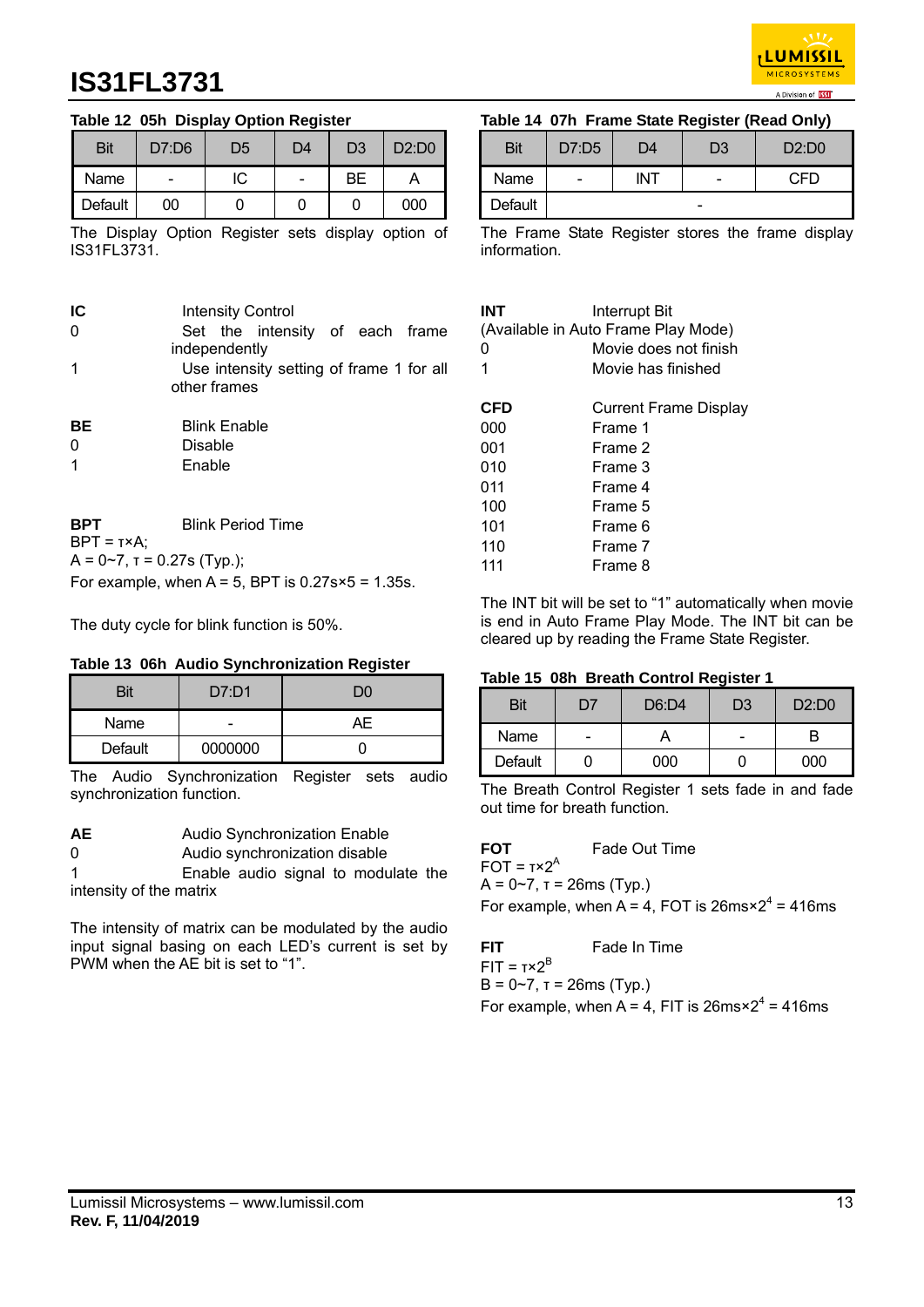**Table 12 05h Display Option Register**

| Bit | D7:D6 | D5 | D4 | D3 | D2:D0 |
|---|---|---|---|---|---|
| Name | - | IC | - | BE | A |
| Default | 00 | 0 | 0 | 0 | 000 |

The Display Option Register sets display option of IS31FL3731.

**IC** Intensity Control
0 Set the intensity of each frame independently
1 Use intensity setting of frame 1 for all other frames

**BE** Blink Enable
0 Disable
1 Enable

**BPT** Blink Period Time
BPT = τ×A;
A = 0~7, τ = 0.27s (Typ.);
For example, when A = 5, BPT is 0.27s×5 = 1.35s.

The duty cycle for blink function is 50%.

**Table 13 06h Audio Synchronization Register**

| Bit | D7:D1 | D0 |
|---|---|---|
| Name | - | AE |
| Default | 0000000 | 0 |

The Audio Synchronization Register sets audio synchronization function.

**AE** Audio Synchronization Enable
0 Audio synchronization disable
1 Enable audio signal to modulate the intensity of the matrix

The intensity of matrix can be modulated by the audio input signal basing on each LED's current is set by PWM when the AE bit is set to "1".

**Table 14 07h Frame State Register (Read Only)**

| Bit | D7:D5 | D4 | D3 | D2:D0 |
|---|---|---|---|---|
| Name | - | INT | - | CFD |
| Default | - | | | |

The Frame State Register stores the frame display information.

**INT** Interrupt Bit
(Available in Auto Frame Play Mode)
0 Movie does not finish
1 Movie has finished

**CFD** Current Frame Display
000 Frame 1
001 Frame 2
010 Frame 3
011 Frame 4
100 Frame 5
101 Frame 6
110 Frame 7
111 Frame 8

The INT bit will be set to "1" automatically when movie is end in Auto Frame Play Mode. The INT bit can be cleared up by reading the Frame State Register.

**Table 15 08h Breath Control Register 1**

| Bit | D7 | D6:D4 | D3 | D2:D0 |
|---|---|---|---|---|
| Name | - | A | - | B |
| Default | 0 | 000 | 0 | 000 |

The Breath Control Register 1 sets fade in and fade out time for breath function.

**FOT** Fade Out Time
FOT = $\tau \times 2^A$
A = 0~7, τ = 26ms (Typ.)
For example, when A = 4, FOT is 26ms×$2^4$ = 416ms

**FIT** Fade In Time
FIT = $\tau \times 2^B$
B = 0~7, τ = 26ms (Typ.)
For example, when A = 4, FIT is 26ms×$2^4$ = 416ms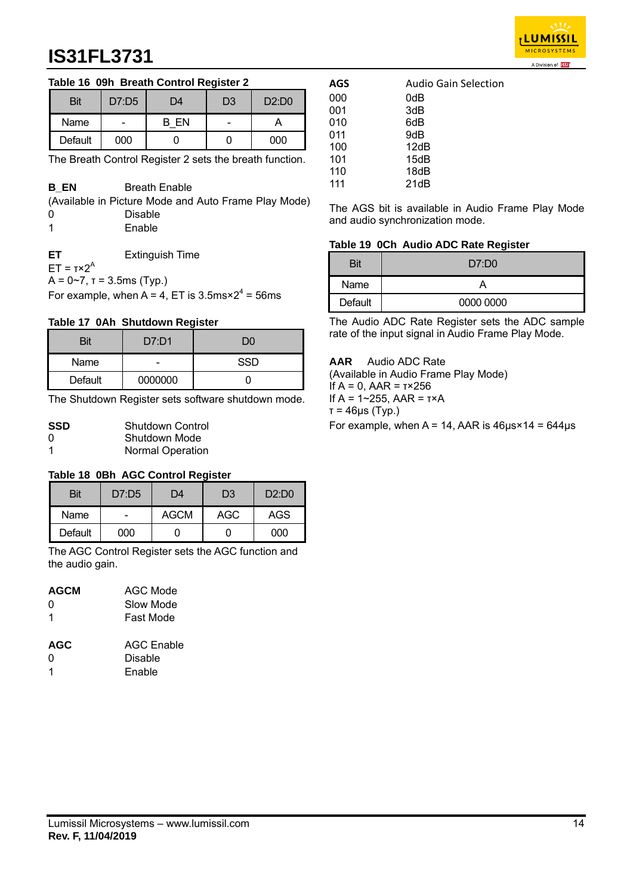**Table 16 09h Breath Control Register 2**

| Bit | D7:D5 | D4 | D3 | D2:D0 |
|---|---|---|---|---|
| Name | - | B_EN | - | A |
| Default | 000 | 0 | 0 | 000 |

The Breath Control Register 2 sets the breath function.

**B_EN** Breath Enable
(Available in Picture Mode and Auto Frame Play Mode)
0 Disable
1 Enable

**ET** Extinguish Time
ET = $\tau \times 2^A$
A = 0~7, τ = 3.5ms (Typ.)
For example, when A = 4, ET is $3.5ms \times 2^4$ = 56ms

**Table 17 0Ah Shutdown Register**

| Bit | D7:D1 | D0 |
|---|---|---|
| Name | - | SSD |
| Default | 0000000 | 0 |

The Shutdown Register sets software shutdown mode.

**SSD** Shutdown Control
0 Shutdown Mode
1 Normal Operation

**Table 18 0Bh AGC Control Register**

| Bit | D7:D5 | D4 | D3 | D2:D0 |
|---|---|---|---|---|
| Name | - | AGCM | AGC | AGS |
| Default | 000 | 0 | 0 | 000 |

The AGC Control Register sets the AGC function and the audio gain.

**AGCM** AGC Mode
0 Slow Mode
1 Fast Mode

**AGC** AGC Enable
0 Disable
1 Enable

**AGS** Audio Gain Selection
000 0dB
001 3dB
010 6dB
011 9dB
100 12dB
101 15dB
110 18dB
111 21dB

The AGS bit is available in Audio Frame Play Mode and audio synchronization mode.

**Table 19 0Ch Audio ADC Rate Register**

| Bit | D7:D0 |
|---|---|
| Name | A |
| Default | 0000 0000 |

The Audio ADC Rate Register sets the ADC sample rate of the input signal in Audio Frame Play Mode.

**AAR** Audio ADC Rate
(Available in Audio Frame Play Mode)
If A = 0, AAR = τ×256
If A = 1~255, AAR = τ×A
τ = 46μs (Typ.)
For example, when A = 14, AAR is 46μs×14 = 644μs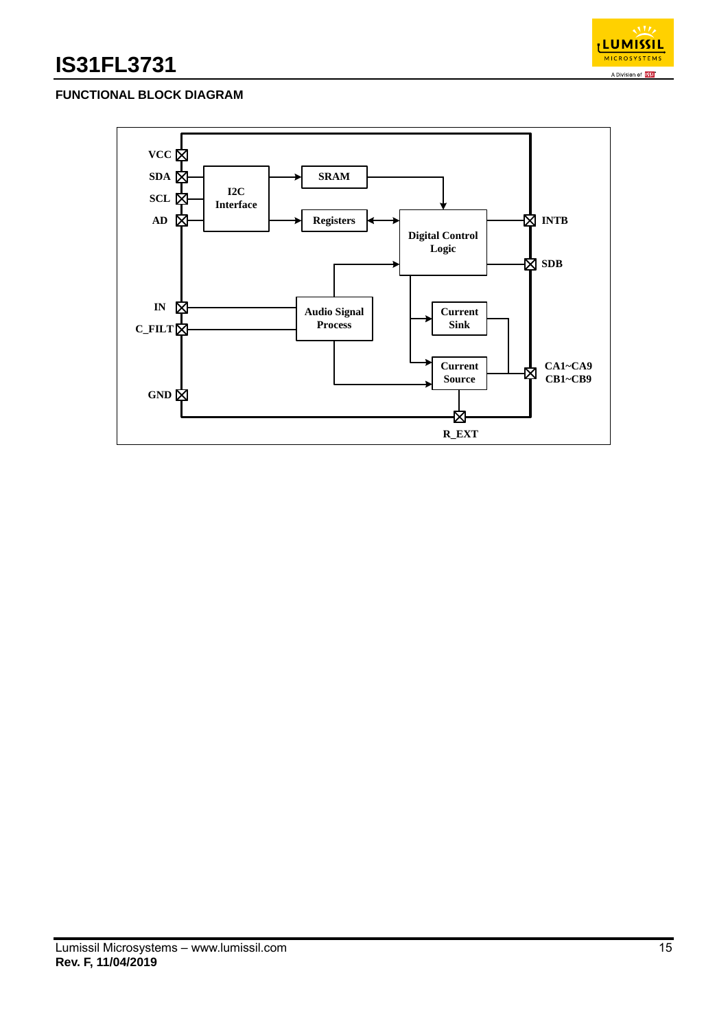## FUNCTIONAL BLOCK DIAGRAM

VCC
SDA
SCL
AD
I2C Interface
SRAM
Registers
Digital Control Logic
INTB
SDB
IN
C_FILT
Audio Signal Process
Current Sink
Current Source
CA1~CA9
CB1~CB9
GND
R_EXT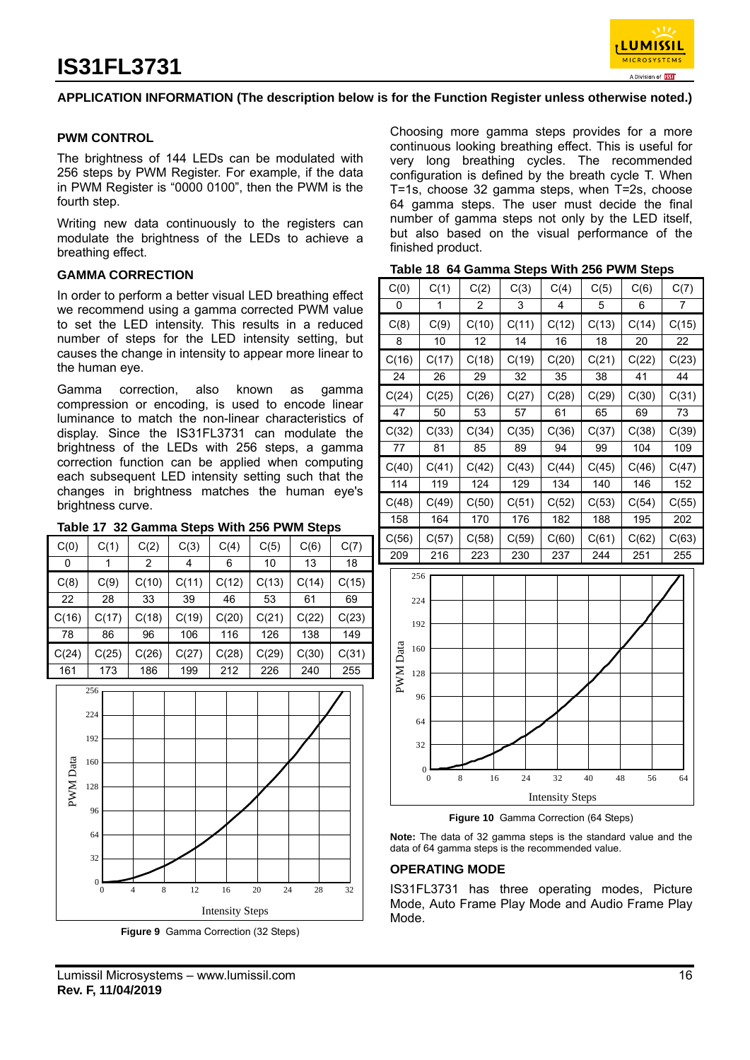## APPLICATION INFORMATION (The description below is for the Function Register unless otherwise noted.)

### PWM CONTROL

The brightness of 144 LEDs can be modulated with 256 steps by PWM Register. For example, if the data in PWM Register is "0000 0100", then the PWM is the fourth step.

Writing new data continuously to the registers can modulate the brightness of the LEDs to achieve a breathing effect.

### GAMMA CORRECTION

In order to perform a better visual LED breathing effect we recommend using a gamma corrected PWM value to set the LED intensity. This results in a reduced number of steps for the LED intensity setting, but causes the change in intensity to appear more linear to the human eye.

Gamma correction, also known as gamma compression or encoding, is used to encode linear luminance to match the non-linear characteristics of display. Since the IS31FL3731 can modulate the brightness of the LEDs with 256 steps, a gamma correction function can be applied when computing each subsequent LED intensity setting such that the changes in brightness matches the human eye's brightness curve.

**Table 17 32 Gamma Steps With 256 PWM Steps**

| C(0) | C(1) | C(2) | C(3) | C(4) | C(5) | C(6) | C(7) |
|---|---|---|---|---|---|---|---|
| 0 | 1 | 2 | 4 | 6 | 10 | 13 | 18 |
| C(8) | C(9) | C(10) | C(11) | C(12) | C(13) | C(14) | C(15) |
| 22 | 28 | 33 | 39 | 46 | 53 | 61 | 69 |
| C(16) | C(17) | C(18) | C(19) | C(20) | C(21) | C(22) | C(23) |
| 78 | 86 | 96 | 106 | 116 | 126 | 138 | 149 |
| C(24) | C(25) | C(26) | C(27) | C(28) | C(29) | C(30) | C(31) |
| 161 | 173 | 186 | 199 | 212 | 226 | 240 | 255 |

**Figure 9** Gamma Correction (32 Steps)

Choosing more gamma steps provides for a more continuous looking breathing effect. This is useful for very long breathing cycles. The recommended configuration is defined by the breath cycle T. When T=1s, choose 32 gamma steps, when T=2s, choose 64 gamma steps. The user must decide the final number of gamma steps not only by the LED itself, but also based on the visual performance of the finished product.

**Table 18 64 Gamma Steps With 256 PWM Steps**

| C(0) | C(1) | C(2) | C(3) | C(4) | C(5) | C(6) | C(7) |
|---|---|---|---|---|---|---|---|
| 0 | 1 | 2 | 3 | 4 | 5 | 6 | 7 |
| C(8) | C(9) | C(10) | C(11) | C(12) | C(13) | C(14) | C(15) |
| 8 | 10 | 12 | 14 | 16 | 18 | 20 | 22 |
| C(16) | C(17) | C(18) | C(19) | C(20) | C(21) | C(22) | C(23) |
| 24 | 26 | 29 | 32 | 35 | 38 | 41 | 44 |
| C(24) | C(25) | C(26) | C(27) | C(28) | C(29) | C(30) | C(31) |
| 47 | 50 | 53 | 57 | 61 | 65 | 69 | 73 |
| C(32) | C(33) | C(34) | C(35) | C(36) | C(37) | C(38) | C(39) |
| 77 | 81 | 85 | 89 | 94 | 99 | 104 | 109 |
| C(40) | C(41) | C(42) | C(43) | C(44) | C(45) | C(46) | C(47) |
| 114 | 119 | 124 | 129 | 134 | 140 | 146 | 152 |
| C(48) | C(49) | C(50) | C(51) | C(52) | C(53) | C(54) | C(55) |
| 158 | 164 | 170 | 176 | 182 | 188 | 195 | 202 |
| C(56) | C(57) | C(58) | C(59) | C(60) | C(61) | C(62) | C(63) |
| 209 | 216 | 223 | 230 | 237 | 244 | 251 | 255 |

**Figure 10** Gamma Correction (64 Steps)

**Note:** The data of 32 gamma steps is the standard value and the data of 64 gamma steps is the recommended value.

### OPERATING MODE

IS31FL3731 has three operating modes, Picture Mode, Auto Frame Play Mode and Audio Frame Play Mode.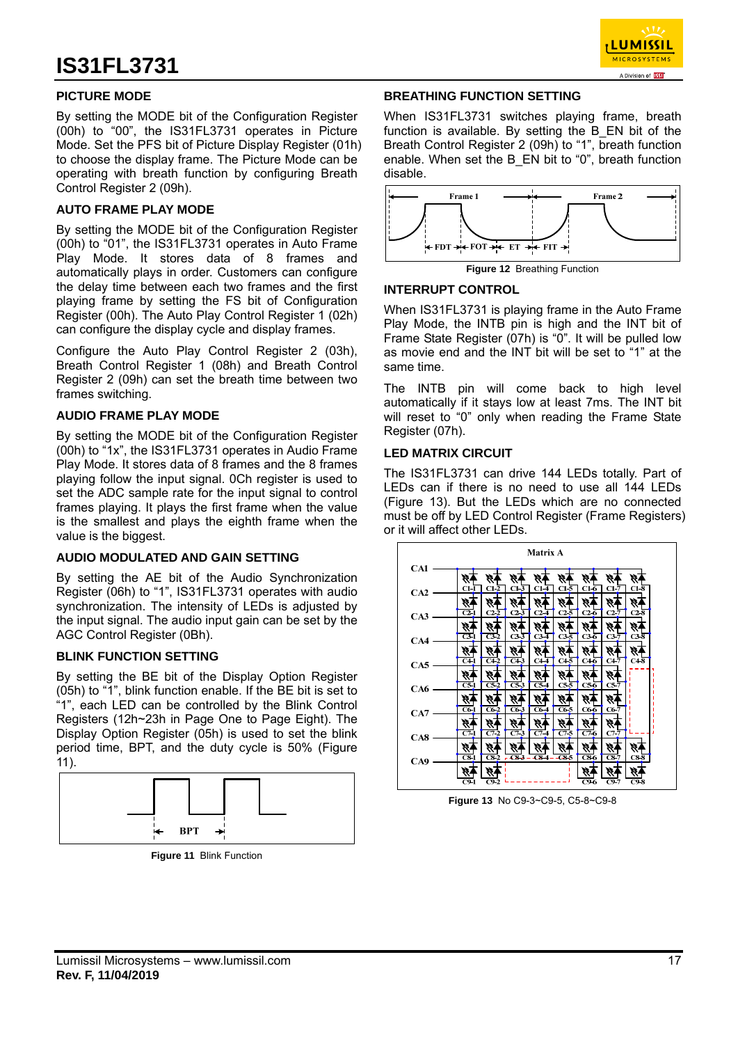### PICTURE MODE

By setting the MODE bit of the Configuration Register (00h) to “00”, the IS31FL3731 operates in Picture Mode. Set the PFS bit of Picture Display Register (01h) to choose the display frame. The Picture Mode can be operating with breath function by configuring Breath Control Register 2 (09h).

### AUTO FRAME PLAY MODE

By setting the MODE bit of the Configuration Register (00h) to “01”, the IS31FL3731 operates in Auto Frame Play Mode. It stores data of 8 frames and automatically plays in order. Customers can configure the delay time between each two frames and the first playing frame by setting the FS bit of Configuration Register (00h). The Auto Play Control Register 1 (02h) can configure the display cycle and display frames.

Configure the Auto Play Control Register 2 (03h), Breath Control Register 1 (08h) and Breath Control Register 2 (09h) can set the breath time between two frames switching.

### AUDIO FRAME PLAY MODE

By setting the MODE bit of the Configuration Register (00h) to “1x”, the IS31FL3731 operates in Audio Frame Play Mode. It stores data of 8 frames and the 8 frames playing follow the input signal. 0Ch register is used to set the ADC sample rate for the input signal to control frames playing. It plays the first frame when the value is the smallest and plays the eighth frame when the value is the biggest.

### AUDIO MODULATED AND GAIN SETTING

By setting the AE bit of the Audio Synchronization Register (06h) to “1”, IS31FL3731 operates with audio synchronization. The intensity of LEDs is adjusted by the input signal. The audio input gain can be set by the AGC Control Register (0Bh).

### BLINK FUNCTION SETTING

By setting the BE bit of the Display Option Register (05h) to “1”, blink function enable. If the BE bit is set to “1”, each LED can be controlled by the Blink Control Registers (12h~23h in Page One to Page Eight). The Display Option Register (05h) is used to set the blink period time, BPT, and the duty cycle is 50% (Figure 11).

**Figure 11** Blink Function

### BREATHING FUNCTION SETTING

When IS31FL3731 switches playing frame, breath function is available. By setting the B_EN bit of the Breath Control Register 2 (09h) to “1”, breath function enable. When set the B_EN bit to “0”, breath function disable.

**Figure 12** Breathing Function

### INTERRUPT CONTROL

When IS31FL3731 is playing frame in the Auto Frame Play Mode, the INTB pin is high and the INT bit of Frame State Register (07h) is “0”. It will be pulled low as movie end and the INT bit will be set to “1” at the same time.

The INTB pin will come back to high level automatically if it stays low at least 7ms. The INT bit will reset to “0” only when reading the Frame State Register (07h).

### LED MATRIX CIRCUIT

The IS31FL3731 can drive 144 LEDs totally. Part of LEDs can if there is no need to use all 144 LEDs (Figure 13). But the LEDs which are no connected must be off by LED Control Register (Frame Registers) or it will affect other LEDs.

**Figure 13** No C9-3~C9-5, C5-8~C9-8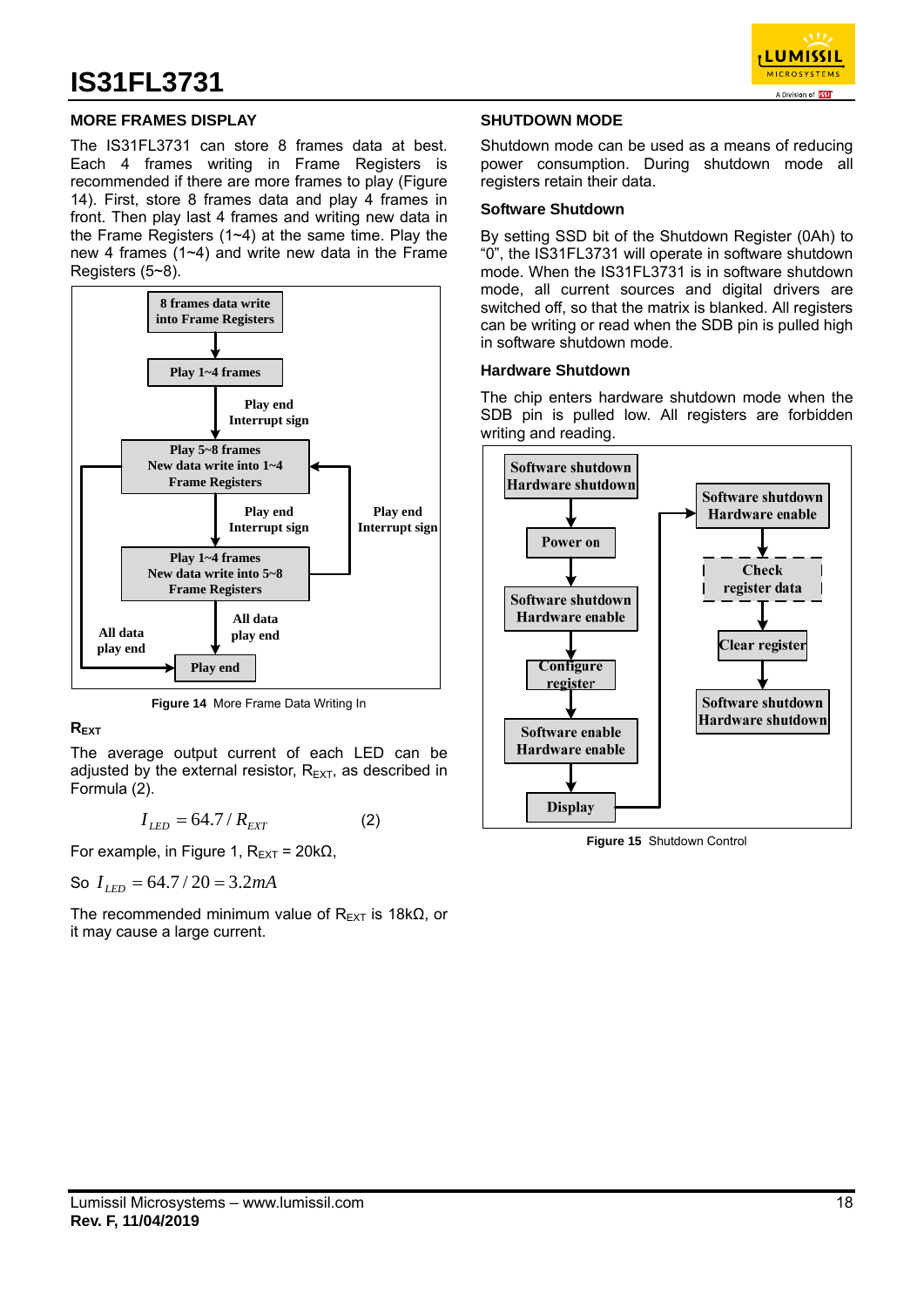## MORE FRAMES DISPLAY

The IS31FL3731 can store 8 frames data at best. Each 4 frames writing in Frame Registers is recommended if there are more frames to play (Figure 14). First, store 8 frames data and play 4 frames in front. Then play last 4 frames and writing new data in the Frame Registers (1~4) at the same time. Play the new 4 frames (1~4) and write new data in the Frame Registers (5~8).

8 frames data write into Frame Registers → Play 1~4 frames → (Play end Interrupt sign) → Play 5~8 frames New data write into 1~4 Frame Registers → (Play end Interrupt sign) → Play 1~4 frames New data write into 5~8 Frame Registers → (Play end Interrupt sign) → back to Play 5~8 frames; All data play end → Play end

**Figure 14** More Frame Data Writing In

## $R_{EXT}$

The average output current of each LED can be adjusted by the external resistor, $R_{EXT}$, as described in Formula (2).

$$I_{LED} = 64.7 / R_{EXT} \qquad (2)$$

For example, in Figure 1, $R_{EXT}$ = 20kΩ,

So $I_{LED} = 64.7 / 20 = 3.2mA$

The recommended minimum value of $R_{EXT}$ is 18kΩ, or it may cause a large current.

## SHUTDOWN MODE

Shutdown mode can be used as a means of reducing power consumption. During shutdown mode all registers retain their data.

### Software Shutdown

By setting SSD bit of the Shutdown Register (0Ah) to "0", the IS31FL3731 will operate in software shutdown mode. When the IS31FL3731 is in software shutdown mode, all current sources and digital drivers are switched off, so that the matrix is blanked. All registers can be writing or read when the SDB pin is pulled high in software shutdown mode.

### Hardware Shutdown

The chip enters hardware shutdown mode when the SDB pin is pulled low. All registers are forbidden writing and reading.

Software shutdown Hardware shutdown → Power on → Software shutdown Hardware enable → Configure register → Software enable Hardware enable → Display → Software shutdown Hardware enable → Check register data → Clear register → Software shutdown Hardware shutdown

**Figure 15** Shutdown Control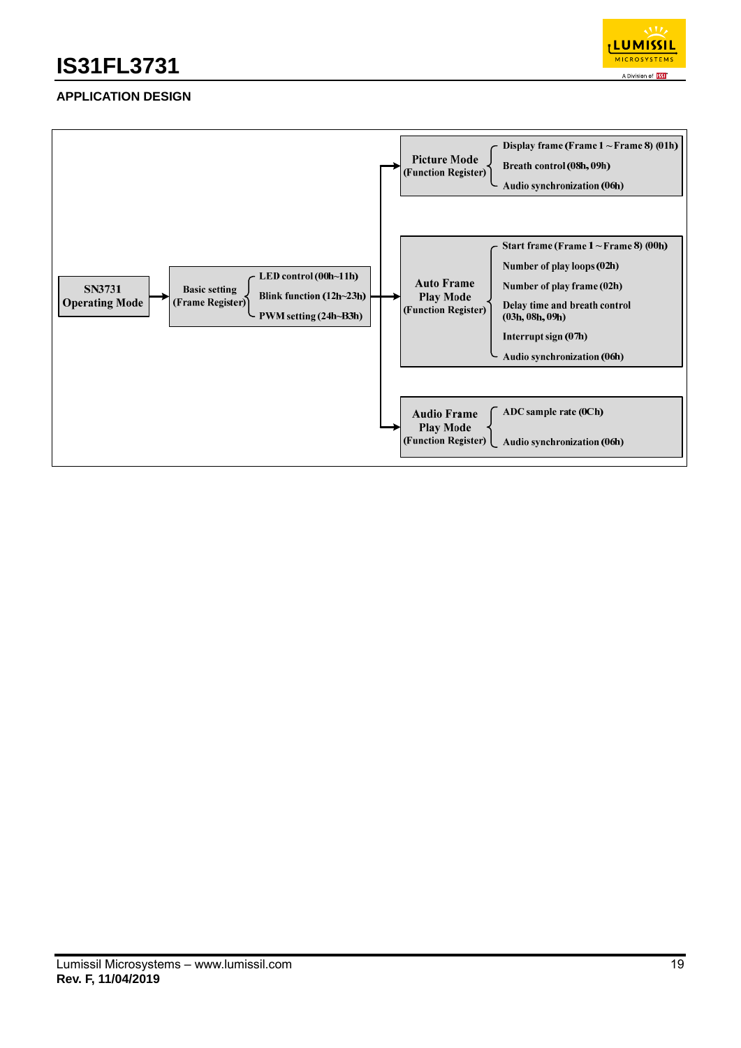## APPLICATION DESIGN

- **SN3731 Operating Mode** → **Basic setting (Frame Register)**
  - LED control (00h~11h)
  - Blink function (12h~23h)
  - PWM setting (24h~B3h)
- → **Picture Mode (Function Register)**
  - Display frame (Frame 1 ~ Frame 8) (01h)
  - Breath control (08h, 09h)
  - Audio synchronization (06h)
- → **Auto Frame Play Mode (Function Register)**
  - Start frame (Frame 1 ~ Frame 8) (00h)
  - Number of play loops (02h)
  - Number of play frame (02h)
  - Delay time and breath control (03h, 08h, 09h)
  - Interrupt sign (07h)
  - Audio synchronization (06h)
- → **Audio Frame Play Mode (Function Register)**
  - ADC sample rate (0Ch)
  - Audio synchronization (06h)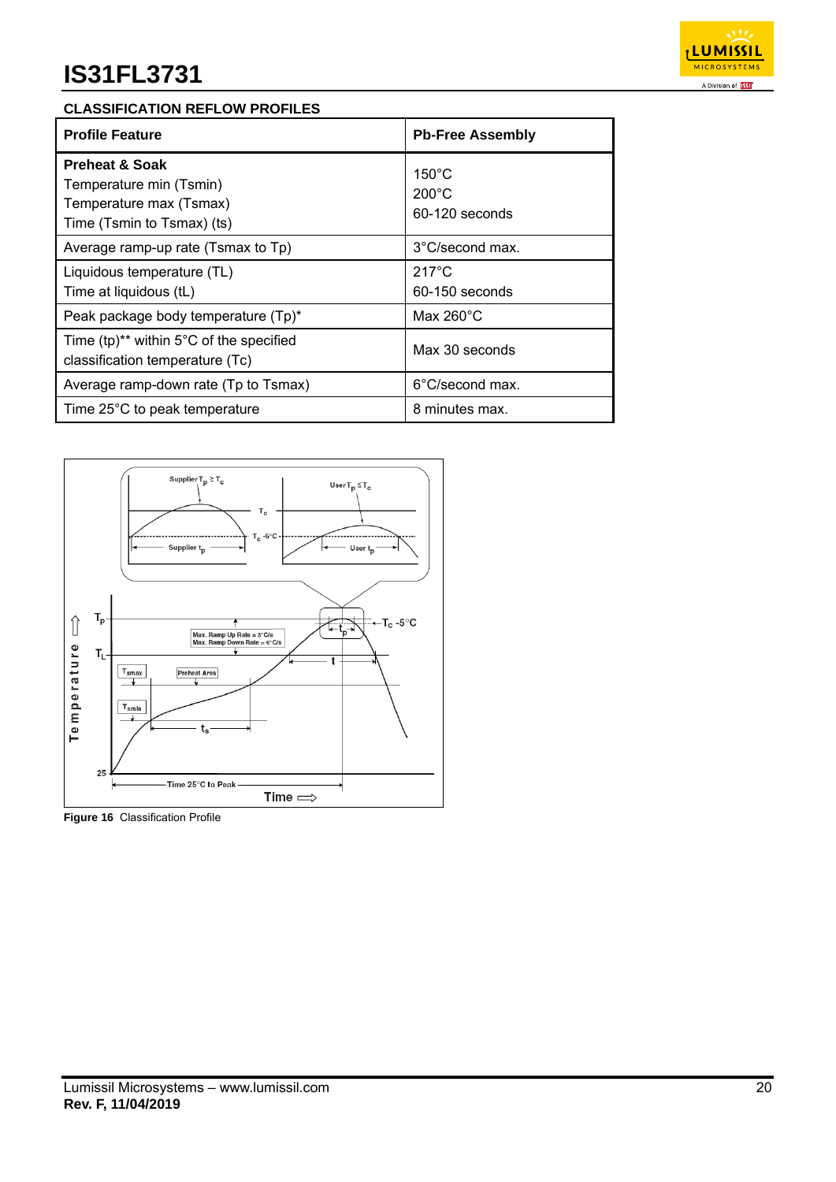## CLASSIFICATION REFLOW PROFILES

| Profile Feature | Pb-Free Assembly |
|---|---|
| **Preheat & Soak**<br>Temperature min (Tsmin)<br>Temperature max (Tsmax)<br>Time (Tsmin to Tsmax) (ts) | 150°C<br>200°C<br>60-120 seconds |
| Average ramp-up rate (Tsmax to Tp) | 3°C/second max. |
| Liquidous temperature (TL)<br>Time at liquidous (tL) | 217°C<br>60-150 seconds |
| Peak package body temperature (Tp)* | Max 260°C |
| Time (tp)** within 5°C of the specified classification temperature (Tc) | Max 30 seconds |
| Average ramp-down rate (Tp to Tsmax) | 6°C/second max. |
| Time 25°C to peak temperature | 8 minutes max. |

**Figure 16** Classification Profile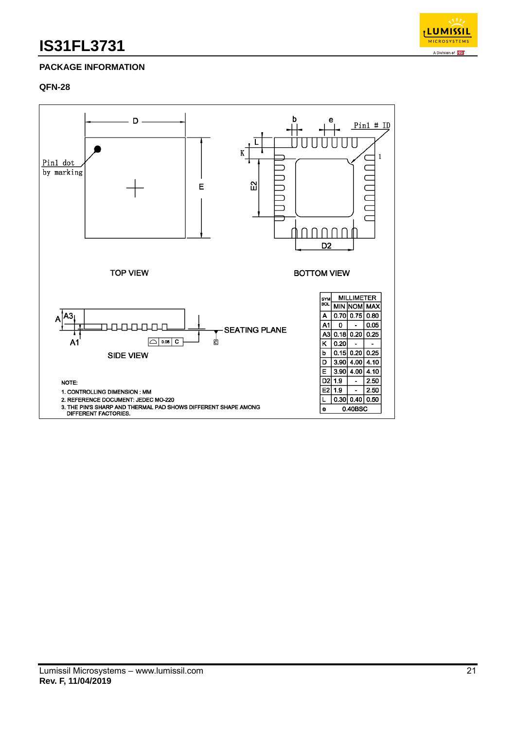## PACKAGE INFORMATION

### QFN-28

TOP VIEW

BOTTOM VIEW

SIDE VIEW

| SYMBOL | MILLIMETER | | |
|---|---|---|---|
| | MIN | NOM | MAX |
| A | 0.70 | 0.75 | 0.80 |
| A1 | 0 | - | 0.05 |
| A3 | 0.18 | 0.20 | 0.25 |
| K | 0.20 | - | - |
| b | 0.15 | 0.20 | 0.25 |
| D | 3.90 | 4.00 | 4.10 |
| E | 3.90 | 4.00 | 4.10 |
| D2 | 1.9 | - | 2.50 |
| E2 | 1.9 | - | 2.50 |
| L | 0.30 | 0.40 | 0.50 |
| e | 0.40BSC | | |

NOTE:

1. CONTROLLING DIMENSION : MM
2. REFERENCE DOCUMENT: JEDEC MO-220
3. THE PIN'S SHARP AND THERMAL PAD SHOWS DIFFERENT SHAPE AMONG DIFFERENT FACTORIES.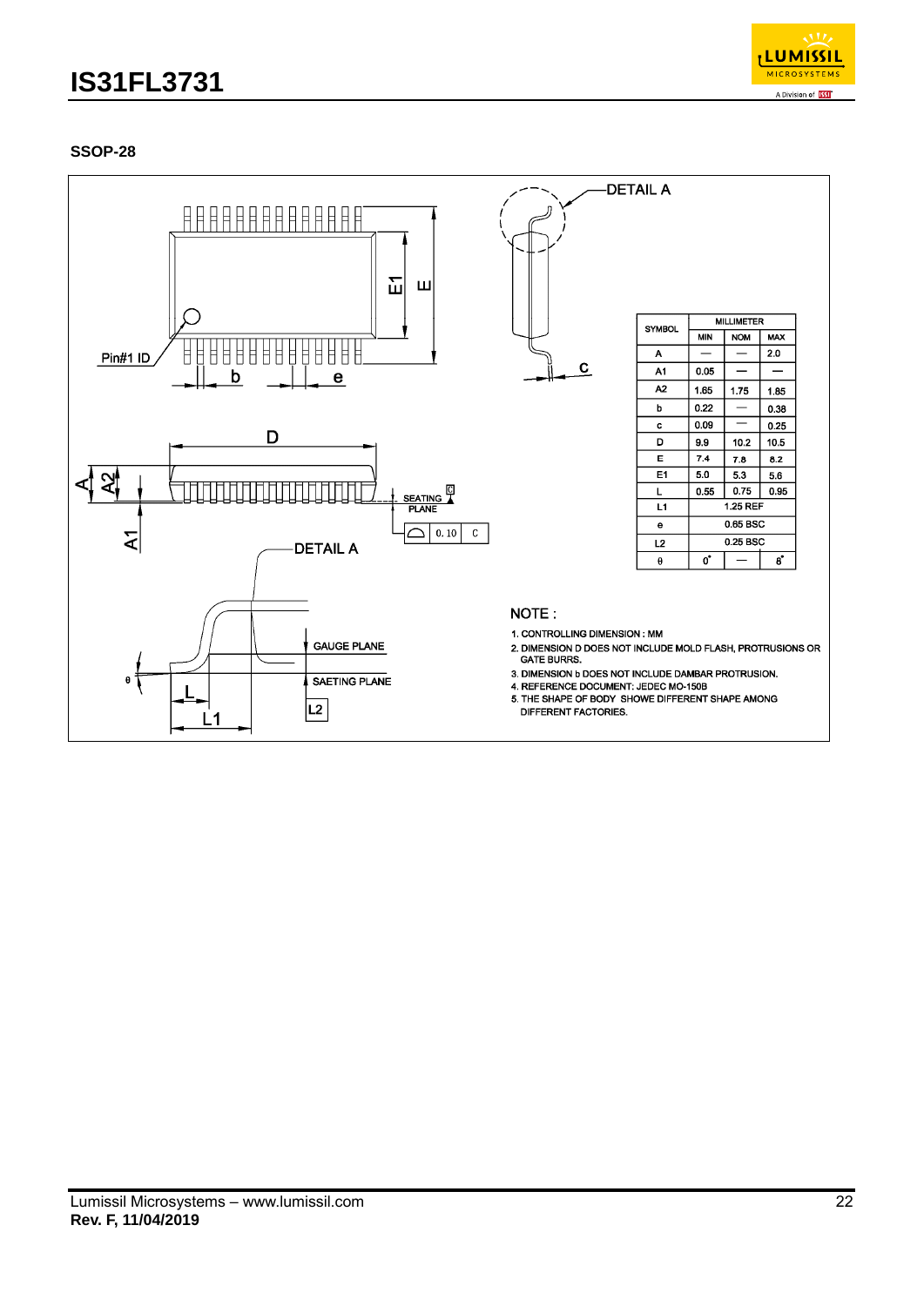## SSOP-28

| SYMBOL | MILLIMETER | | |
|---|---|---|---|
| | MIN | NOM | MAX |
| A | — | — | 2.0 |
| A1 | 0.05 | — | — |
| A2 | 1.65 | 1.75 | 1.85 |
| b | 0.22 | — | 0.38 |
| c | 0.09 | — | 0.25 |
| D | 9.9 | 10.2 | 10.5 |
| E | 7.4 | 7.8 | 8.2 |
| E1 | 5.0 | 5.3 | 5.6 |
| L | 0.55 | 0.75 | 0.95 |
| L1 | 1.25 REF | | |
| e | 0.65 BSC | | |
| L2 | 0.25 BSC | | |
| θ | 0° | — | 8° |

NOTE :

1. CONTROLLING DIMENSION : MM
2. DIMENSION D DOES NOT INCLUDE MOLD FLASH, PROTRUSIONS OR GATE BURRS.
3. DIMENSION b DOES NOT INCLUDE DAMBAR PROTRUSION.
4. REFERENCE DOCUMENT: JEDEC MO-150B
5. THE SHAPE OF BODY SHOWE DIFFERENT SHAPE AMONG DIFFERENT FACTORIES.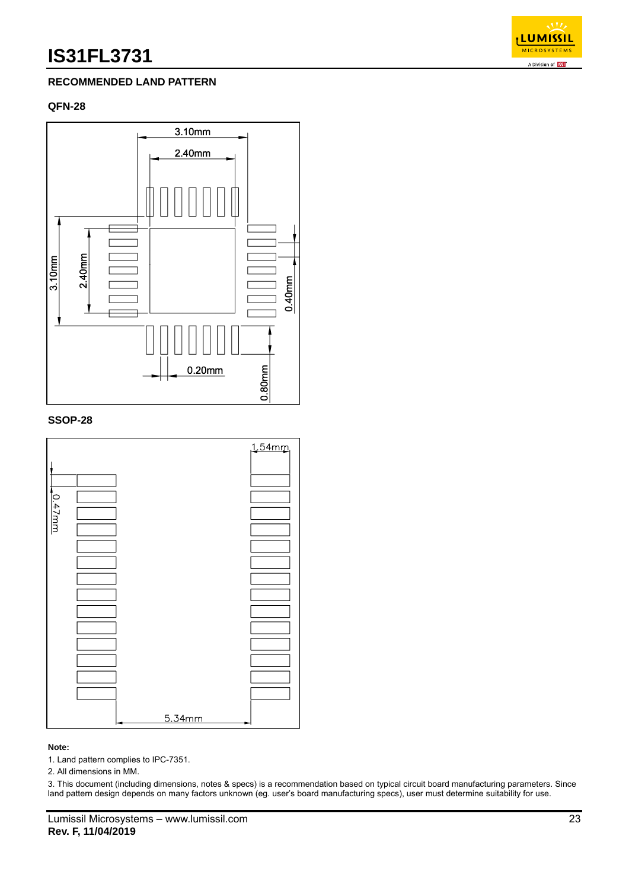## RECOMMENDED LAND PATTERN

### QFN-28

3.10mm

2.40mm

3.10mm

2.40mm

0.40mm

0.20mm

0.80mm

### SSOP-28

1.54mm

0.47mm

5.34mm

**Note:**

1. Land pattern complies to IPC-7351.
2. All dimensions in MM.
3. This document (including dimensions, notes & specs) is a recommendation based on typical circuit board manufacturing parameters. Since land pattern design depends on many factors unknown (eg. user's board manufacturing specs), user must determine suitability for use.

Lumissil Microsystems – www.lumissil.com

**Rev. F, 11/04/2019**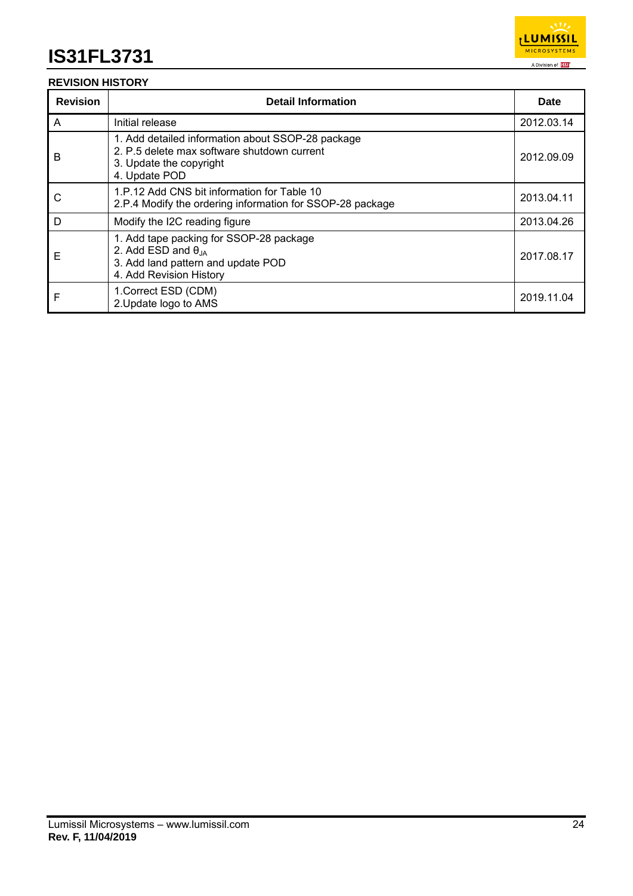## REVISION HISTORY

| Revision | Detail Information | Date |
|---|---|---|
| A | Initial release | 2012.03.14 |
| B | 1. Add detailed information about SSOP-28 package<br>2. P.5 delete max software shutdown current<br>3. Update the copyright<br>4. Update POD | 2012.09.09 |
| C | 1.P.12 Add CNS bit information for Table 10<br>2.P.4 Modify the ordering information for SSOP-28 package | 2013.04.11 |
| D | Modify the I2C reading figure | 2013.04.26 |
| E | 1. Add tape packing for SSOP-28 package<br>2. Add ESD and $\theta_{JA}$<br>3. Add land pattern and update POD<br>4. Add Revision History | 2017.08.17 |
| F | 1.Correct ESD (CDM)<br>2.Update logo to AMS | 2019.11.04 |